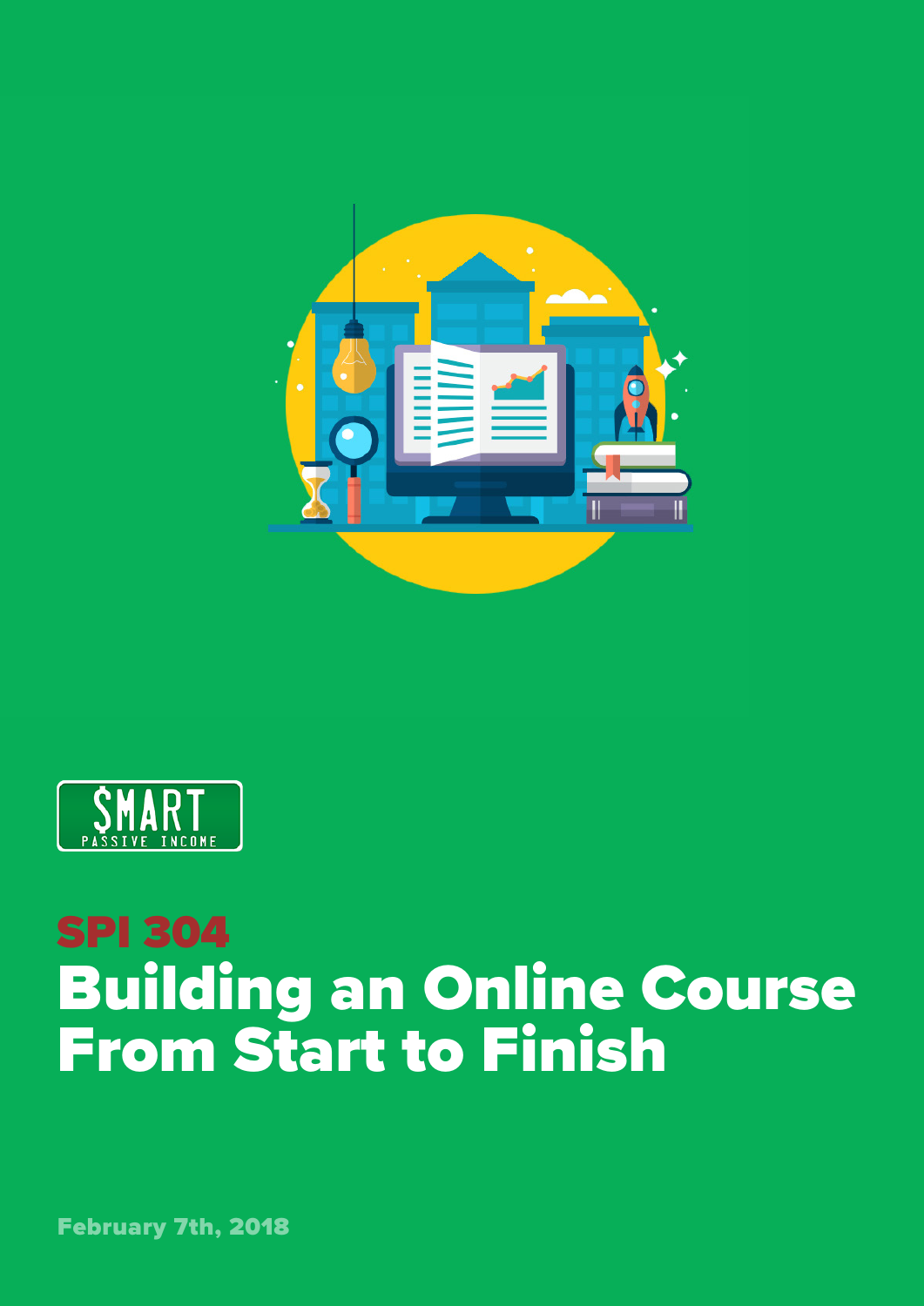SMART PASSIVE INCOME

# SPI 304
# Building an Online Course From Start to Finish

February 7th, 2018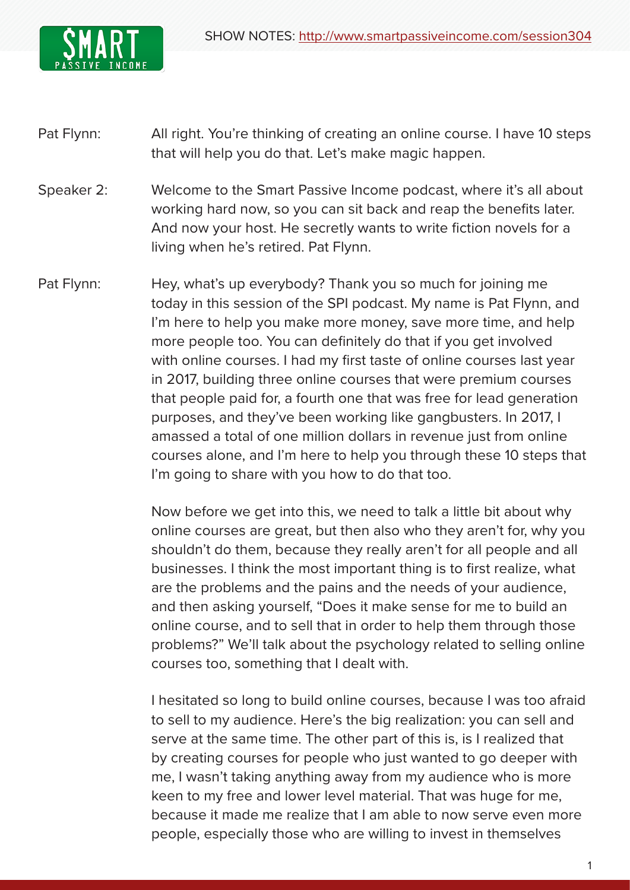Pat Flynn: All right. You're thinking of creating an online course. I have 10 steps that will help you do that. Let's make magic happen.

Speaker 2: Welcome to the Smart Passive Income podcast, where it's all about working hard now, so you can sit back and reap the benefits later. And now your host. He secretly wants to write fiction novels for a living when he's retired. Pat Flynn.

Pat Flynn: Hey, what's up everybody? Thank you so much for joining me today in this session of the SPI podcast. My name is Pat Flynn, and I'm here to help you make more money, save more time, and help more people too. You can definitely do that if you get involved with online courses. I had my first taste of online courses last year in 2017, building three online courses that were premium courses that people paid for, a fourth one that was free for lead generation purposes, and they've been working like gangbusters. In 2017, I amassed a total of one million dollars in revenue just from online courses alone, and I'm here to help you through these 10 steps that I'm going to share with you how to do that too.

Now before we get into this, we need to talk a little bit about why online courses are great, but then also who they aren't for, why you shouldn't do them, because they really aren't for all people and all businesses. I think the most important thing is to first realize, what are the problems and the pains and the needs of your audience, and then asking yourself, "Does it make sense for me to build an online course, and to sell that in order to help them through those problems?" We'll talk about the psychology related to selling online courses too, something that I dealt with.

I hesitated so long to build online courses, because I was too afraid to sell to my audience. Here's the big realization: you can sell and serve at the same time. The other part of this is, is I realized that by creating courses for people who just wanted to go deeper with me, I wasn't taking anything away from my audience who is more keen to my free and lower level material. That was huge for me, because it made me realize that I am able to now serve even more people, especially those who are willing to invest in themselves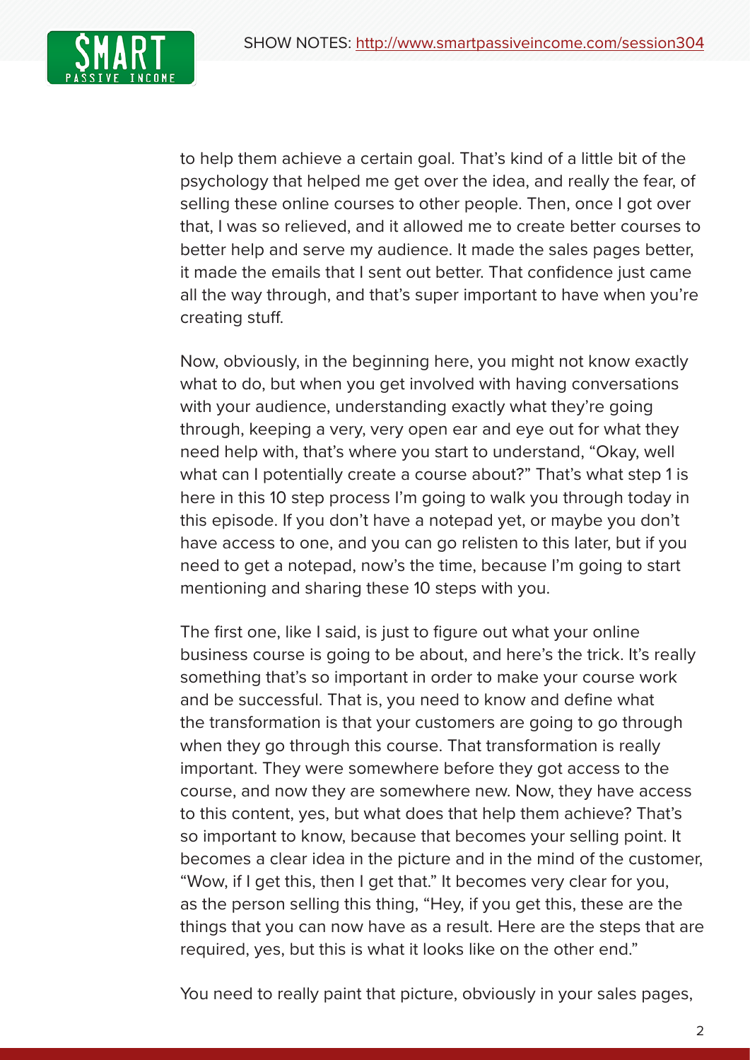to help them achieve a certain goal. That's kind of a little bit of the psychology that helped me get over the idea, and really the fear, of selling these online courses to other people. Then, once I got over that, I was so relieved, and it allowed me to create better courses to better help and serve my audience. It made the sales pages better, it made the emails that I sent out better. That confidence just came all the way through, and that's super important to have when you're creating stuff.

Now, obviously, in the beginning here, you might not know exactly what to do, but when you get involved with having conversations with your audience, understanding exactly what they're going through, keeping a very, very open ear and eye out for what they need help with, that's where you start to understand, "Okay, well what can I potentially create a course about?" That's what step 1 is here in this 10 step process I'm going to walk you through today in this episode. If you don't have a notepad yet, or maybe you don't have access to one, and you can go relisten to this later, but if you need to get a notepad, now's the time, because I'm going to start mentioning and sharing these 10 steps with you.

The first one, like I said, is just to figure out what your online business course is going to be about, and here's the trick. It's really something that's so important in order to make your course work and be successful. That is, you need to know and define what the transformation is that your customers are going to go through when they go through this course. That transformation is really important. They were somewhere before they got access to the course, and now they are somewhere new. Now, they have access to this content, yes, but what does that help them achieve? That's so important to know, because that becomes your selling point. It becomes a clear idea in the picture and in the mind of the customer, "Wow, if I get this, then I get that." It becomes very clear for you, as the person selling this thing, "Hey, if you get this, these are the things that you can now have as a result. Here are the steps that are required, yes, but this is what it looks like on the other end."

You need to really paint that picture, obviously in your sales pages,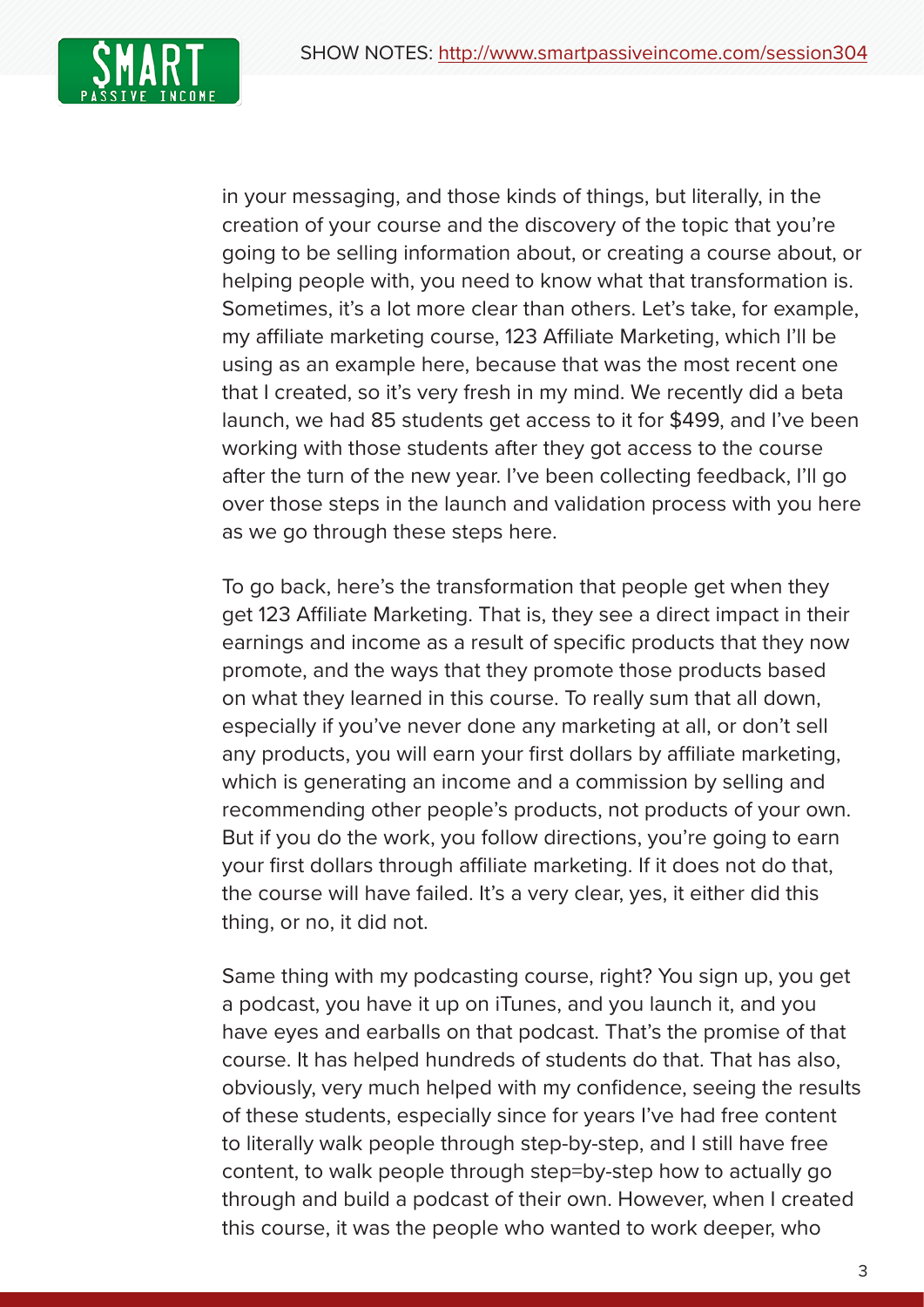in your messaging, and those kinds of things, but literally, in the creation of your course and the discovery of the topic that you're going to be selling information about, or creating a course about, or helping people with, you need to know what that transformation is. Sometimes, it's a lot more clear than others. Let's take, for example, my affiliate marketing course, 123 Affiliate Marketing, which I'll be using as an example here, because that was the most recent one that I created, so it's very fresh in my mind. We recently did a beta launch, we had 85 students get access to it for $499, and I've been working with those students after they got access to the course after the turn of the new year. I've been collecting feedback, I'll go over those steps in the launch and validation process with you here as we go through these steps here.

To go back, here's the transformation that people get when they get 123 Affiliate Marketing. That is, they see a direct impact in their earnings and income as a result of specific products that they now promote, and the ways that they promote those products based on what they learned in this course. To really sum that all down, especially if you've never done any marketing at all, or don't sell any products, you will earn your first dollars by affiliate marketing, which is generating an income and a commission by selling and recommending other people's products, not products of your own. But if you do the work, you follow directions, you're going to earn your first dollars through affiliate marketing. If it does not do that, the course will have failed. It's a very clear, yes, it either did this thing, or no, it did not.

Same thing with my podcasting course, right? You sign up, you get a podcast, you have it up on iTunes, and you launch it, and you have eyes and earballs on that podcast. That's the promise of that course. It has helped hundreds of students do that. That has also, obviously, very much helped with my confidence, seeing the results of these students, especially since for years I've had free content to literally walk people through step-by-step, and I still have free content, to walk people through step=by-step how to actually go through and build a podcast of their own. However, when I created this course, it was the people who wanted to work deeper, who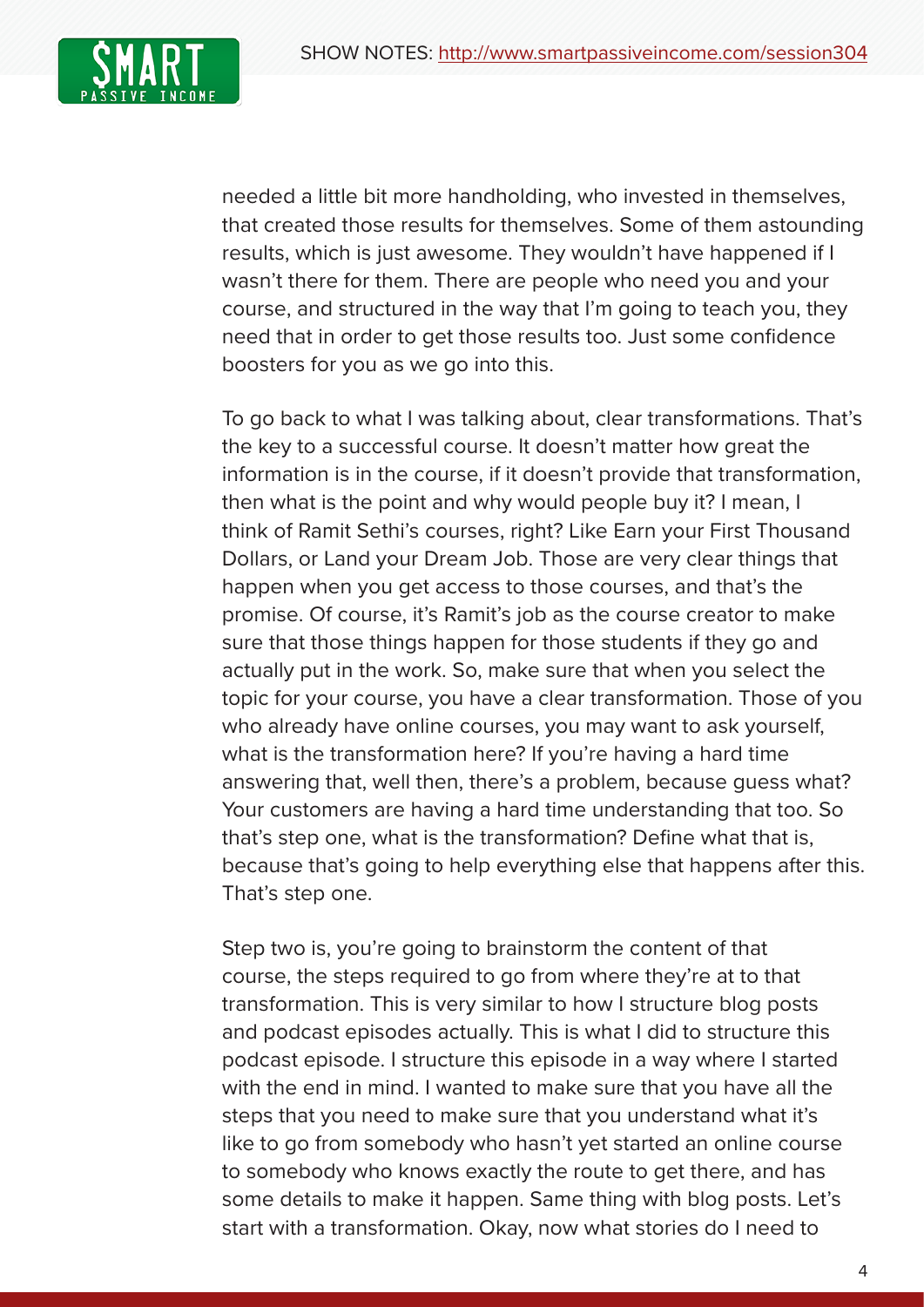needed a little bit more handholding, who invested in themselves, that created those results for themselves. Some of them astounding results, which is just awesome. They wouldn't have happened if I wasn't there for them. There are people who need you and your course, and structured in the way that I'm going to teach you, they need that in order to get those results too. Just some confidence boosters for you as we go into this.

To go back to what I was talking about, clear transformations. That's the key to a successful course. It doesn't matter how great the information is in the course, if it doesn't provide that transformation, then what is the point and why would people buy it? I mean, I think of Ramit Sethi's courses, right? Like Earn your First Thousand Dollars, or Land your Dream Job. Those are very clear things that happen when you get access to those courses, and that's the promise. Of course, it's Ramit's job as the course creator to make sure that those things happen for those students if they go and actually put in the work. So, make sure that when you select the topic for your course, you have a clear transformation. Those of you who already have online courses, you may want to ask yourself, what is the transformation here? If you're having a hard time answering that, well then, there's a problem, because guess what? Your customers are having a hard time understanding that too. So that's step one, what is the transformation? Define what that is, because that's going to help everything else that happens after this. That's step one.

Step two is, you're going to brainstorm the content of that course, the steps required to go from where they're at to that transformation. This is very similar to how I structure blog posts and podcast episodes actually. This is what I did to structure this podcast episode. I structure this episode in a way where I started with the end in mind. I wanted to make sure that you have all the steps that you need to make sure that you understand what it's like to go from somebody who hasn't yet started an online course to somebody who knows exactly the route to get there, and has some details to make it happen. Same thing with blog posts. Let's start with a transformation. Okay, now what stories do I need to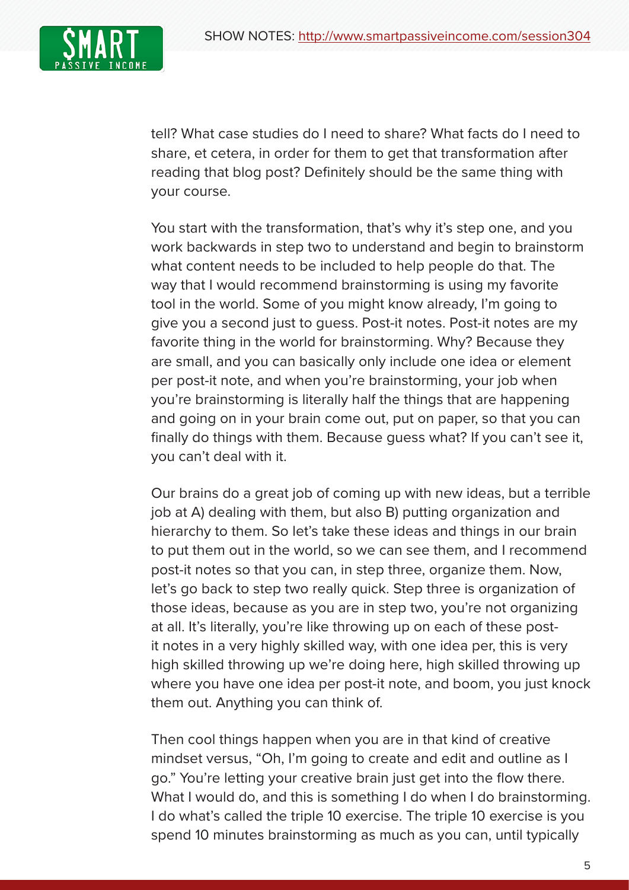tell? What case studies do I need to share? What facts do I need to share, et cetera, in order for them to get that transformation after reading that blog post? Definitely should be the same thing with your course.

You start with the transformation, that's why it's step one, and you work backwards in step two to understand and begin to brainstorm what content needs to be included to help people do that. The way that I would recommend brainstorming is using my favorite tool in the world. Some of you might know already, I'm going to give you a second just to guess. Post-it notes. Post-it notes are my favorite thing in the world for brainstorming. Why? Because they are small, and you can basically only include one idea or element per post-it note, and when you're brainstorming, your job when you're brainstorming is literally half the things that are happening and going on in your brain come out, put on paper, so that you can finally do things with them. Because guess what? If you can't see it, you can't deal with it.

Our brains do a great job of coming up with new ideas, but a terrible job at A) dealing with them, but also B) putting organization and hierarchy to them. So let's take these ideas and things in our brain to put them out in the world, so we can see them, and I recommend post-it notes so that you can, in step three, organize them. Now, let's go back to step two really quick. Step three is organization of those ideas, because as you are in step two, you're not organizing at all. It's literally, you're like throwing up on each of these post-it notes in a very highly skilled way, with one idea per, this is very high skilled throwing up we're doing here, high skilled throwing up where you have one idea per post-it note, and boom, you just knock them out. Anything you can think of.

Then cool things happen when you are in that kind of creative mindset versus, "Oh, I'm going to create and edit and outline as I go." You're letting your creative brain just get into the flow there. What I would do, and this is something I do when I do brainstorming. I do what's called the triple 10 exercise. The triple 10 exercise is you spend 10 minutes brainstorming as much as you can, until typically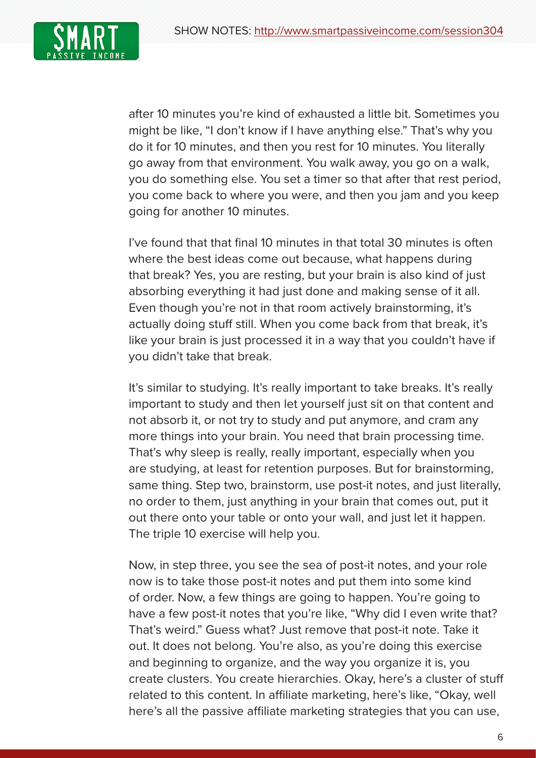after 10 minutes you're kind of exhausted a little bit. Sometimes you might be like, "I don't know if I have anything else." That's why you do it for 10 minutes, and then you rest for 10 minutes. You literally go away from that environment. You walk away, you go on a walk, you do something else. You set a timer so that after that rest period, you come back to where you were, and then you jam and you keep going for another 10 minutes.

I've found that that final 10 minutes in that total 30 minutes is often where the best ideas come out because, what happens during that break? Yes, you are resting, but your brain is also kind of just absorbing everything it had just done and making sense of it all. Even though you're not in that room actively brainstorming, it's actually doing stuff still. When you come back from that break, it's like your brain is just processed it in a way that you couldn't have if you didn't take that break.

It's similar to studying. It's really important to take breaks. It's really important to study and then let yourself just sit on that content and not absorb it, or not try to study and put anymore, and cram any more things into your brain. You need that brain processing time. That's why sleep is really, really important, especially when you are studying, at least for retention purposes. But for brainstorming, same thing. Step two, brainstorm, use post-it notes, and just literally, no order to them, just anything in your brain that comes out, put it out there onto your table or onto your wall, and just let it happen. The triple 10 exercise will help you.

Now, in step three, you see the sea of post-it notes, and your role now is to take those post-it notes and put them into some kind of order. Now, a few things are going to happen. You're going to have a few post-it notes that you're like, "Why did I even write that? That's weird." Guess what? Just remove that post-it note. Take it out. It does not belong. You're also, as you're doing this exercise and beginning to organize, and the way you organize it is, you create clusters. You create hierarchies. Okay, here's a cluster of stuff related to this content. In affiliate marketing, here's like, "Okay, well here's all the passive affiliate marketing strategies that you can use,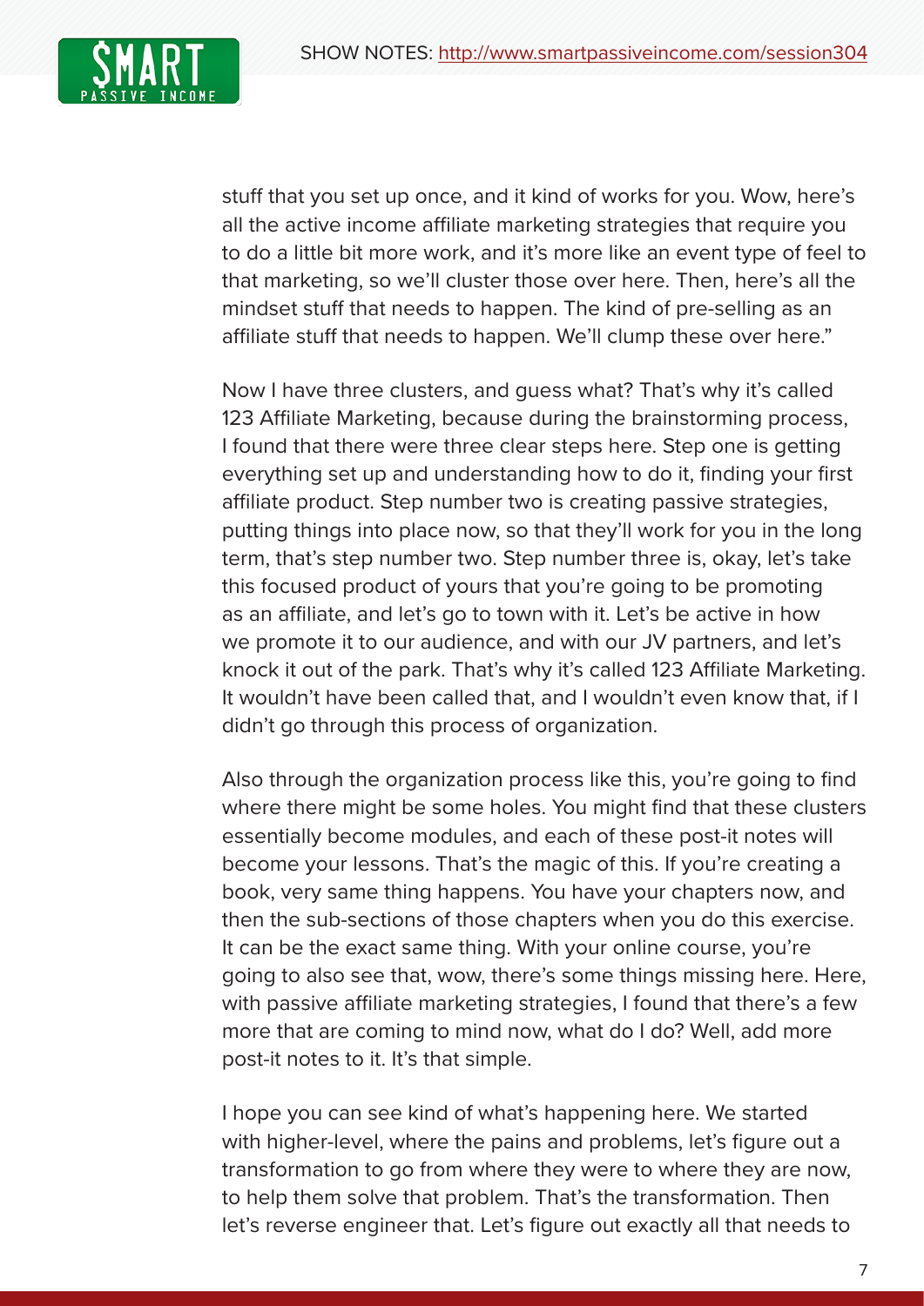stuff that you set up once, and it kind of works for you. Wow, here's all the active income affiliate marketing strategies that require you to do a little bit more work, and it's more like an event type of feel to that marketing, so we'll cluster those over here. Then, here's all the mindset stuff that needs to happen. The kind of pre-selling as an affiliate stuff that needs to happen. We'll clump these over here."

Now I have three clusters, and guess what? That's why it's called 123 Affiliate Marketing, because during the brainstorming process, I found that there were three clear steps here. Step one is getting everything set up and understanding how to do it, finding your first affiliate product. Step number two is creating passive strategies, putting things into place now, so that they'll work for you in the long term, that's step number two. Step number three is, okay, let's take this focused product of yours that you're going to be promoting as an affiliate, and let's go to town with it. Let's be active in how we promote it to our audience, and with our JV partners, and let's knock it out of the park. That's why it's called 123 Affiliate Marketing. It wouldn't have been called that, and I wouldn't even know that, if I didn't go through this process of organization.

Also through the organization process like this, you're going to find where there might be some holes. You might find that these clusters essentially become modules, and each of these post-it notes will become your lessons. That's the magic of this. If you're creating a book, very same thing happens. You have your chapters now, and then the sub-sections of those chapters when you do this exercise. It can be the exact same thing. With your online course, you're going to also see that, wow, there's some things missing here. Here, with passive affiliate marketing strategies, I found that there's a few more that are coming to mind now, what do I do? Well, add more post-it notes to it. It's that simple.

I hope you can see kind of what's happening here. We started with higher-level, where the pains and problems, let's figure out a transformation to go from where they were to where they are now, to help them solve that problem. That's the transformation. Then let's reverse engineer that. Let's figure out exactly all that needs to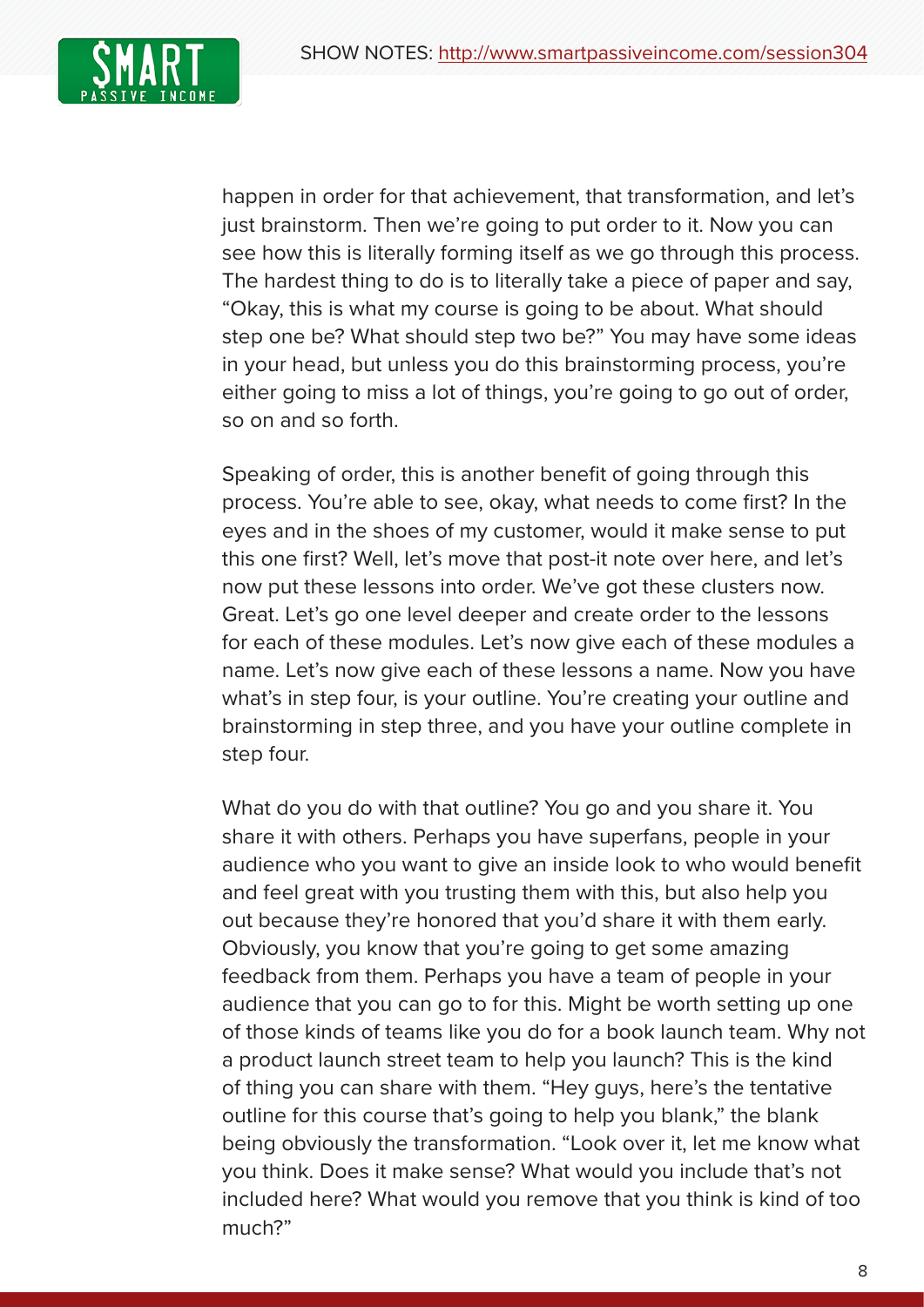happen in order for that achievement, that transformation, and let's just brainstorm. Then we're going to put order to it. Now you can see how this is literally forming itself as we go through this process. The hardest thing to do is to literally take a piece of paper and say, "Okay, this is what my course is going to be about. What should step one be? What should step two be?" You may have some ideas in your head, but unless you do this brainstorming process, you're either going to miss a lot of things, you're going to go out of order, so on and so forth.

Speaking of order, this is another benefit of going through this process. You're able to see, okay, what needs to come first? In the eyes and in the shoes of my customer, would it make sense to put this one first? Well, let's move that post-it note over here, and let's now put these lessons into order. We've got these clusters now. Great. Let's go one level deeper and create order to the lessons for each of these modules. Let's now give each of these modules a name. Let's now give each of these lessons a name. Now you have what's in step four, is your outline. You're creating your outline and brainstorming in step three, and you have your outline complete in step four.

What do you do with that outline? You go and you share it. You share it with others. Perhaps you have superfans, people in your audience who you want to give an inside look to who would benefit and feel great with you trusting them with this, but also help you out because they're honored that you'd share it with them early. Obviously, you know that you're going to get some amazing feedback from them. Perhaps you have a team of people in your audience that you can go to for this. Might be worth setting up one of those kinds of teams like you do for a book launch team. Why not a product launch street team to help you launch? This is the kind of thing you can share with them. "Hey guys, here's the tentative outline for this course that's going to help you blank," the blank being obviously the transformation. "Look over it, let me know what you think. Does it make sense? What would you include that's not included here? What would you remove that you think is kind of too much?"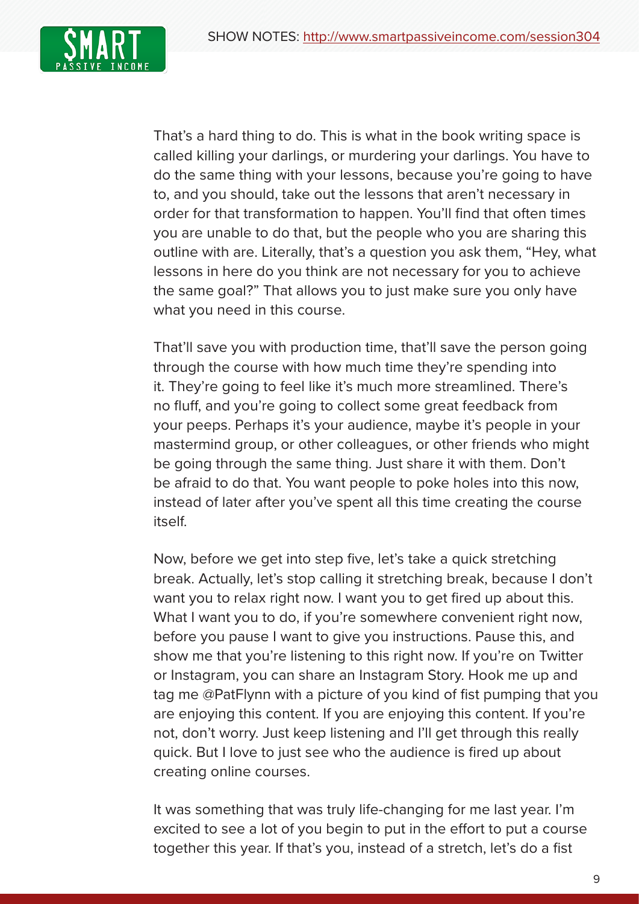That's a hard thing to do. This is what in the book writing space is called killing your darlings, or murdering your darlings. You have to do the same thing with your lessons, because you're going to have to, and you should, take out the lessons that aren't necessary in order for that transformation to happen. You'll find that often times you are unable to do that, but the people who you are sharing this outline with are. Literally, that's a question you ask them, "Hey, what lessons in here do you think are not necessary for you to achieve the same goal?" That allows you to just make sure you only have what you need in this course.

That'll save you with production time, that'll save the person going through the course with how much time they're spending into it. They're going to feel like it's much more streamlined. There's no fluff, and you're going to collect some great feedback from your peeps. Perhaps it's your audience, maybe it's people in your mastermind group, or other colleagues, or other friends who might be going through the same thing. Just share it with them. Don't be afraid to do that. You want people to poke holes into this now, instead of later after you've spent all this time creating the course itself.

Now, before we get into step five, let's take a quick stretching break. Actually, let's stop calling it stretching break, because I don't want you to relax right now. I want you to get fired up about this. What I want you to do, if you're somewhere convenient right now, before you pause I want to give you instructions. Pause this, and show me that you're listening to this right now. If you're on Twitter or Instagram, you can share an Instagram Story. Hook me up and tag me @PatFlynn with a picture of you kind of fist pumping that you are enjoying this content. If you are enjoying this content. If you're not, don't worry. Just keep listening and I'll get through this really quick. But I love to just see who the audience is fired up about creating online courses.

It was something that was truly life-changing for me last year. I'm excited to see a lot of you begin to put in the effort to put a course together this year. If that's you, instead of a stretch, let's do a fist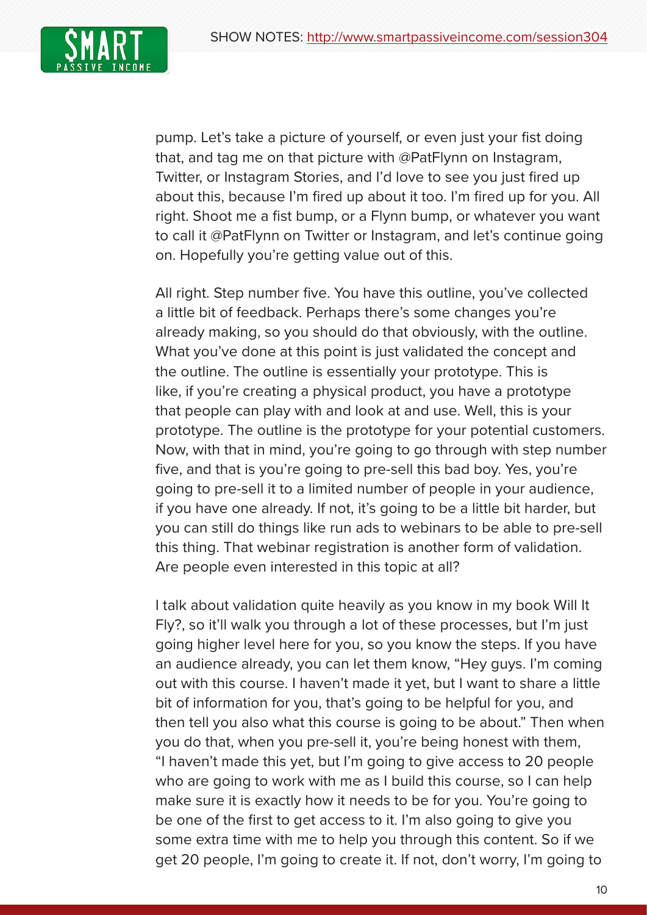pump. Let's take a picture of yourself, or even just your fist doing that, and tag me on that picture with @PatFlynn on Instagram, Twitter, or Instagram Stories, and I'd love to see you just fired up about this, because I'm fired up about it too. I'm fired up for you. All right. Shoot me a fist bump, or a Flynn bump, or whatever you want to call it @PatFlynn on Twitter or Instagram, and let's continue going on. Hopefully you're getting value out of this.

All right. Step number five. You have this outline, you've collected a little bit of feedback. Perhaps there's some changes you're already making, so you should do that obviously, with the outline. What you've done at this point is just validated the concept and the outline. The outline is essentially your prototype. This is like, if you're creating a physical product, you have a prototype that people can play with and look at and use. Well, this is your prototype. The outline is the prototype for your potential customers. Now, with that in mind, you're going to go through with step number five, and that is you're going to pre-sell this bad boy. Yes, you're going to pre-sell it to a limited number of people in your audience, if you have one already. If not, it's going to be a little bit harder, but you can still do things like run ads to webinars to be able to pre-sell this thing. That webinar registration is another form of validation. Are people even interested in this topic at all?

I talk about validation quite heavily as you know in my book Will It Fly?, so it'll walk you through a lot of these processes, but I'm just going higher level here for you, so you know the steps. If you have an audience already, you can let them know, "Hey guys. I'm coming out with this course. I haven't made it yet, but I want to share a little bit of information for you, that's going to be helpful for you, and then tell you also what this course is going to be about." Then when you do that, when you pre-sell it, you're being honest with them, "I haven't made this yet, but I'm going to give access to 20 people who are going to work with me as I build this course, so I can help make sure it is exactly how it needs to be for you. You're going to be one of the first to get access to it. I'm also going to give you some extra time with me to help you through this content. So if we get 20 people, I'm going to create it. If not, don't worry, I'm going to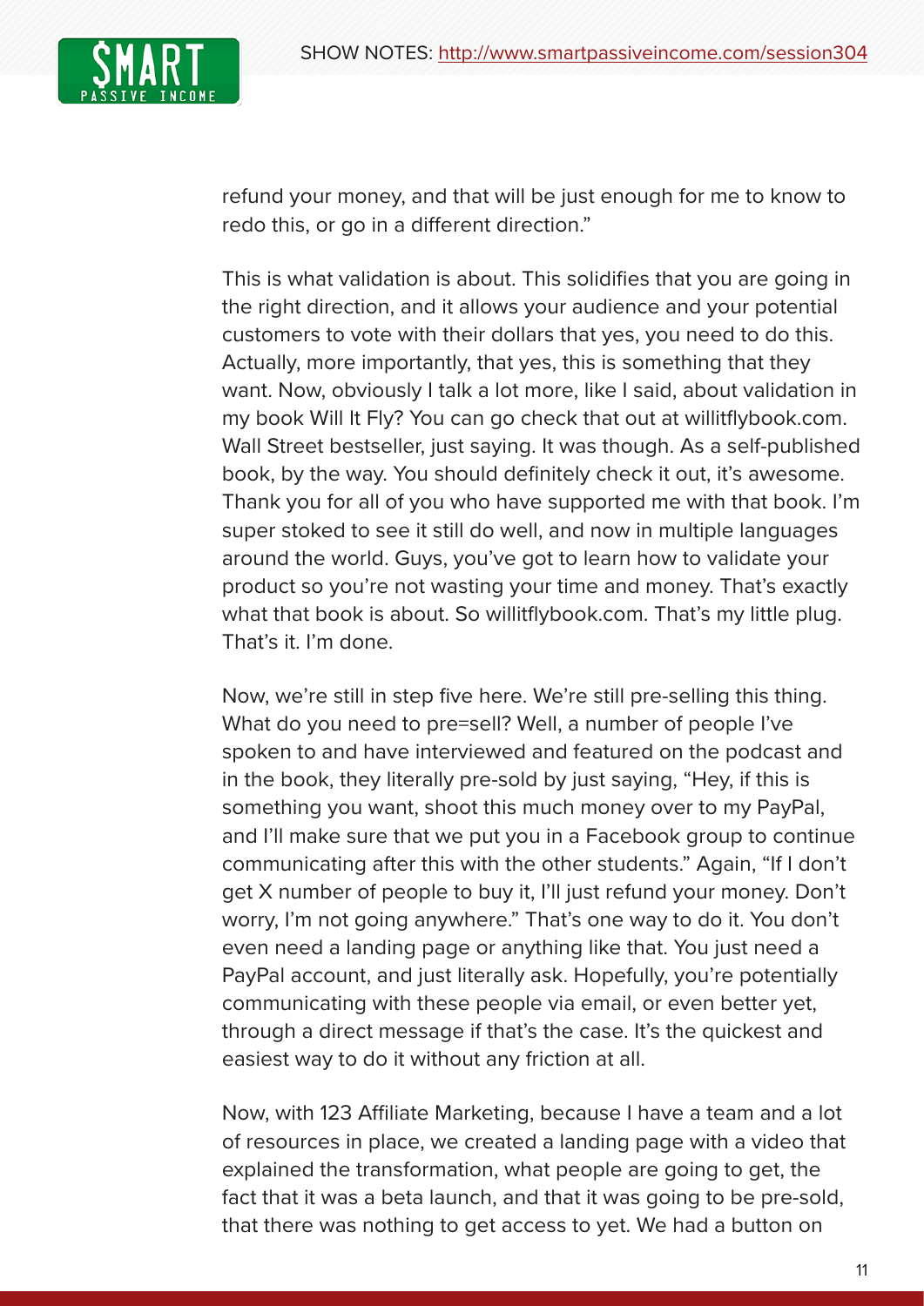refund your money, and that will be just enough for me to know to redo this, or go in a different direction."

This is what validation is about. This solidifies that you are going in the right direction, and it allows your audience and your potential customers to vote with their dollars that yes, you need to do this. Actually, more importantly, that yes, this is something that they want. Now, obviously I talk a lot more, like I said, about validation in my book Will It Fly? You can go check that out at willitflybook.com. Wall Street bestseller, just saying. It was though. As a self-published book, by the way. You should definitely check it out, it's awesome. Thank you for all of you who have supported me with that book. I'm super stoked to see it still do well, and now in multiple languages around the world. Guys, you've got to learn how to validate your product so you're not wasting your time and money. That's exactly what that book is about. So willitflybook.com. That's my little plug. That's it. I'm done.

Now, we're still in step five here. We're still pre-selling this thing. What do you need to pre=sell? Well, a number of people I've spoken to and have interviewed and featured on the podcast and in the book, they literally pre-sold by just saying, "Hey, if this is something you want, shoot this much money over to my PayPal, and I'll make sure that we put you in a Facebook group to continue communicating after this with the other students." Again, "If I don't get X number of people to buy it, I'll just refund your money. Don't worry, I'm not going anywhere." That's one way to do it. You don't even need a landing page or anything like that. You just need a PayPal account, and just literally ask. Hopefully, you're potentially communicating with these people via email, or even better yet, through a direct message if that's the case. It's the quickest and easiest way to do it without any friction at all.

Now, with 123 Affiliate Marketing, because I have a team and a lot of resources in place, we created a landing page with a video that explained the transformation, what people are going to get, the fact that it was a beta launch, and that it was going to be pre-sold, that there was nothing to get access to yet. We had a button on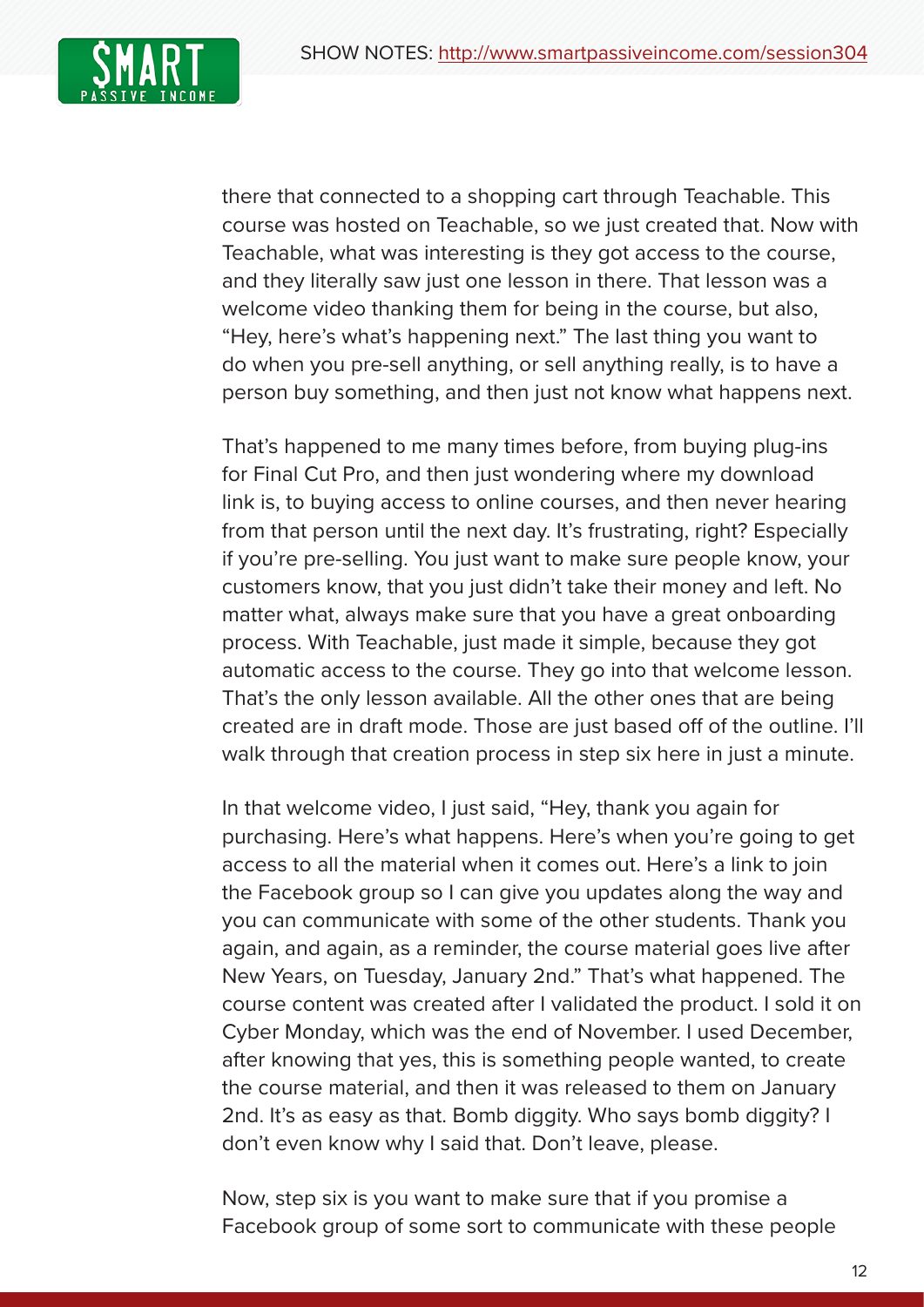there that connected to a shopping cart through Teachable. This course was hosted on Teachable, so we just created that. Now with Teachable, what was interesting is they got access to the course, and they literally saw just one lesson in there. That lesson was a welcome video thanking them for being in the course, but also, "Hey, here's what's happening next." The last thing you want to do when you pre-sell anything, or sell anything really, is to have a person buy something, and then just not know what happens next.

That's happened to me many times before, from buying plug-ins for Final Cut Pro, and then just wondering where my download link is, to buying access to online courses, and then never hearing from that person until the next day. It's frustrating, right? Especially if you're pre-selling. You just want to make sure people know, your customers know, that you just didn't take their money and left. No matter what, always make sure that you have a great onboarding process. With Teachable, just made it simple, because they got automatic access to the course. They go into that welcome lesson. That's the only lesson available. All the other ones that are being created are in draft mode. Those are just based off of the outline. I'll walk through that creation process in step six here in just a minute.

In that welcome video, I just said, "Hey, thank you again for purchasing. Here's what happens. Here's when you're going to get access to all the material when it comes out. Here's a link to join the Facebook group so I can give you updates along the way and you can communicate with some of the other students. Thank you again, and again, as a reminder, the course material goes live after New Years, on Tuesday, January 2nd." That's what happened. The course content was created after I validated the product. I sold it on Cyber Monday, which was the end of November. I used December, after knowing that yes, this is something people wanted, to create the course material, and then it was released to them on January 2nd. It's as easy as that. Bomb diggity. Who says bomb diggity? I don't even know why I said that. Don't leave, please.

Now, step six is you want to make sure that if you promise a Facebook group of some sort to communicate with these people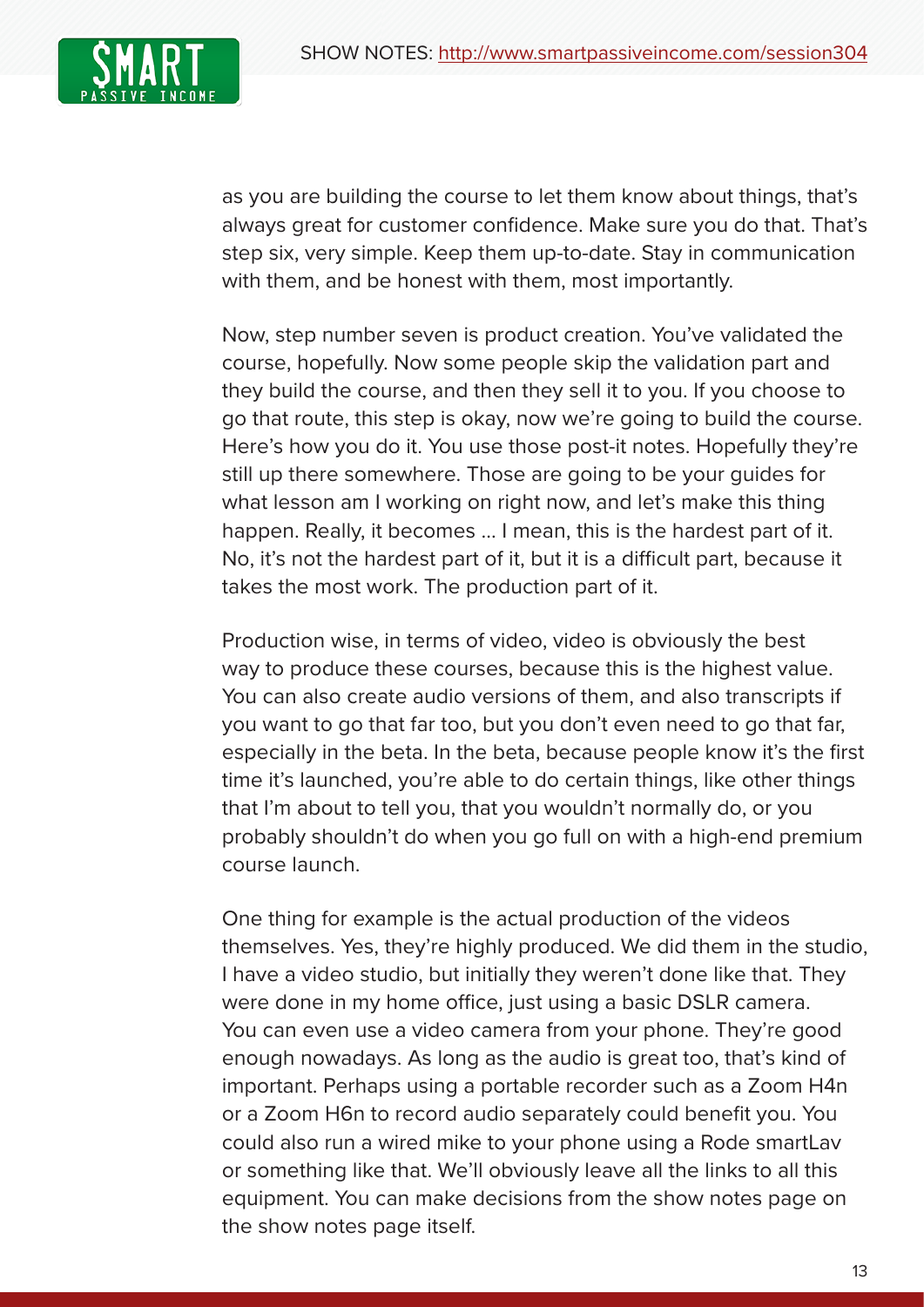as you are building the course to let them know about things, that's always great for customer confidence. Make sure you do that. That's step six, very simple. Keep them up-to-date. Stay in communication with them, and be honest with them, most importantly.

Now, step number seven is product creation. You've validated the course, hopefully. Now some people skip the validation part and they build the course, and then they sell it to you. If you choose to go that route, this step is okay, now we're going to build the course. Here's how you do it. You use those post-it notes. Hopefully they're still up there somewhere. Those are going to be your guides for what lesson am I working on right now, and let's make this thing happen. Really, it becomes ... I mean, this is the hardest part of it. No, it's not the hardest part of it, but it is a difficult part, because it takes the most work. The production part of it.

Production wise, in terms of video, video is obviously the best way to produce these courses, because this is the highest value. You can also create audio versions of them, and also transcripts if you want to go that far too, but you don't even need to go that far, especially in the beta. In the beta, because people know it's the first time it's launched, you're able to do certain things, like other things that I'm about to tell you, that you wouldn't normally do, or you probably shouldn't do when you go full on with a high-end premium course launch.

One thing for example is the actual production of the videos themselves. Yes, they're highly produced. We did them in the studio, I have a video studio, but initially they weren't done like that. They were done in my home office, just using a basic DSLR camera. You can even use a video camera from your phone. They're good enough nowadays. As long as the audio is great too, that's kind of important. Perhaps using a portable recorder such as a Zoom H4n or a Zoom H6n to record audio separately could benefit you. You could also run a wired mike to your phone using a Rode smartLav or something like that. We'll obviously leave all the links to all this equipment. You can make decisions from the show notes page on the show notes page itself.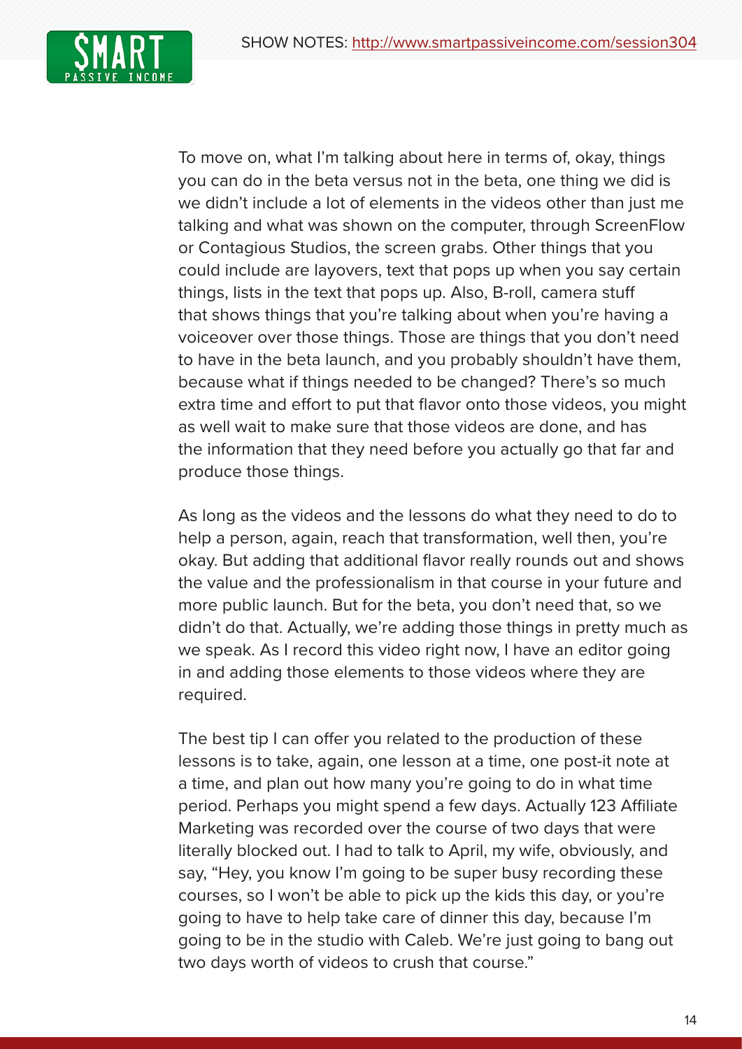To move on, what I'm talking about here in terms of, okay, things you can do in the beta versus not in the beta, one thing we did is we didn't include a lot of elements in the videos other than just me talking and what was shown on the computer, through ScreenFlow or Contagious Studios, the screen grabs. Other things that you could include are layovers, text that pops up when you say certain things, lists in the text that pops up. Also, B-roll, camera stuff that shows things that you're talking about when you're having a voiceover over those things. Those are things that you don't need to have in the beta launch, and you probably shouldn't have them, because what if things needed to be changed? There's so much extra time and effort to put that flavor onto those videos, you might as well wait to make sure that those videos are done, and has the information that they need before you actually go that far and produce those things.

As long as the videos and the lessons do what they need to do to help a person, again, reach that transformation, well then, you're okay. But adding that additional flavor really rounds out and shows the value and the professionalism in that course in your future and more public launch. But for the beta, you don't need that, so we didn't do that. Actually, we're adding those things in pretty much as we speak. As I record this video right now, I have an editor going in and adding those elements to those videos where they are required.

The best tip I can offer you related to the production of these lessons is to take, again, one lesson at a time, one post-it note at a time, and plan out how many you're going to do in what time period. Perhaps you might spend a few days. Actually 123 Affiliate Marketing was recorded over the course of two days that were literally blocked out. I had to talk to April, my wife, obviously, and say, "Hey, you know I'm going to be super busy recording these courses, so I won't be able to pick up the kids this day, or you're going to have to help take care of dinner this day, because I'm going to be in the studio with Caleb. We're just going to bang out two days worth of videos to crush that course."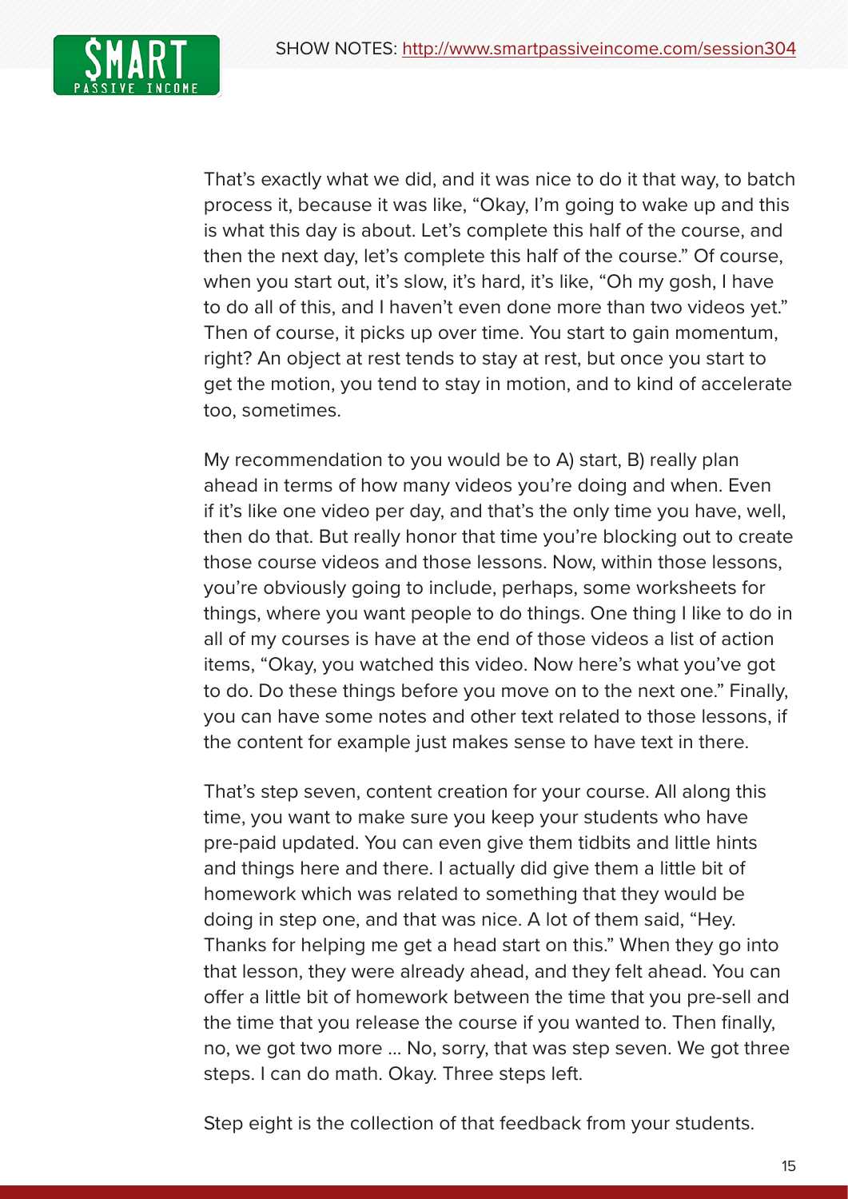That's exactly what we did, and it was nice to do it that way, to batch process it, because it was like, "Okay, I'm going to wake up and this is what this day is about. Let's complete this half of the course, and then the next day, let's complete this half of the course." Of course, when you start out, it's slow, it's hard, it's like, "Oh my gosh, I have to do all of this, and I haven't even done more than two videos yet." Then of course, it picks up over time. You start to gain momentum, right? An object at rest tends to stay at rest, but once you start to get the motion, you tend to stay in motion, and to kind of accelerate too, sometimes.

My recommendation to you would be to A) start, B) really plan ahead in terms of how many videos you're doing and when. Even if it's like one video per day, and that's the only time you have, well, then do that. But really honor that time you're blocking out to create those course videos and those lessons. Now, within those lessons, you're obviously going to include, perhaps, some worksheets for things, where you want people to do things. One thing I like to do in all of my courses is have at the end of those videos a list of action items, "Okay, you watched this video. Now here's what you've got to do. Do these things before you move on to the next one." Finally, you can have some notes and other text related to those lessons, if the content for example just makes sense to have text in there.

That's step seven, content creation for your course. All along this time, you want to make sure you keep your students who have pre-paid updated. You can even give them tidbits and little hints and things here and there. I actually did give them a little bit of homework which was related to something that they would be doing in step one, and that was nice. A lot of them said, "Hey. Thanks for helping me get a head start on this." When they go into that lesson, they were already ahead, and they felt ahead. You can offer a little bit of homework between the time that you pre-sell and the time that you release the course if you wanted to. Then finally, no, we got two more ... No, sorry, that was step seven. We got three steps. I can do math. Okay. Three steps left.

Step eight is the collection of that feedback from your students.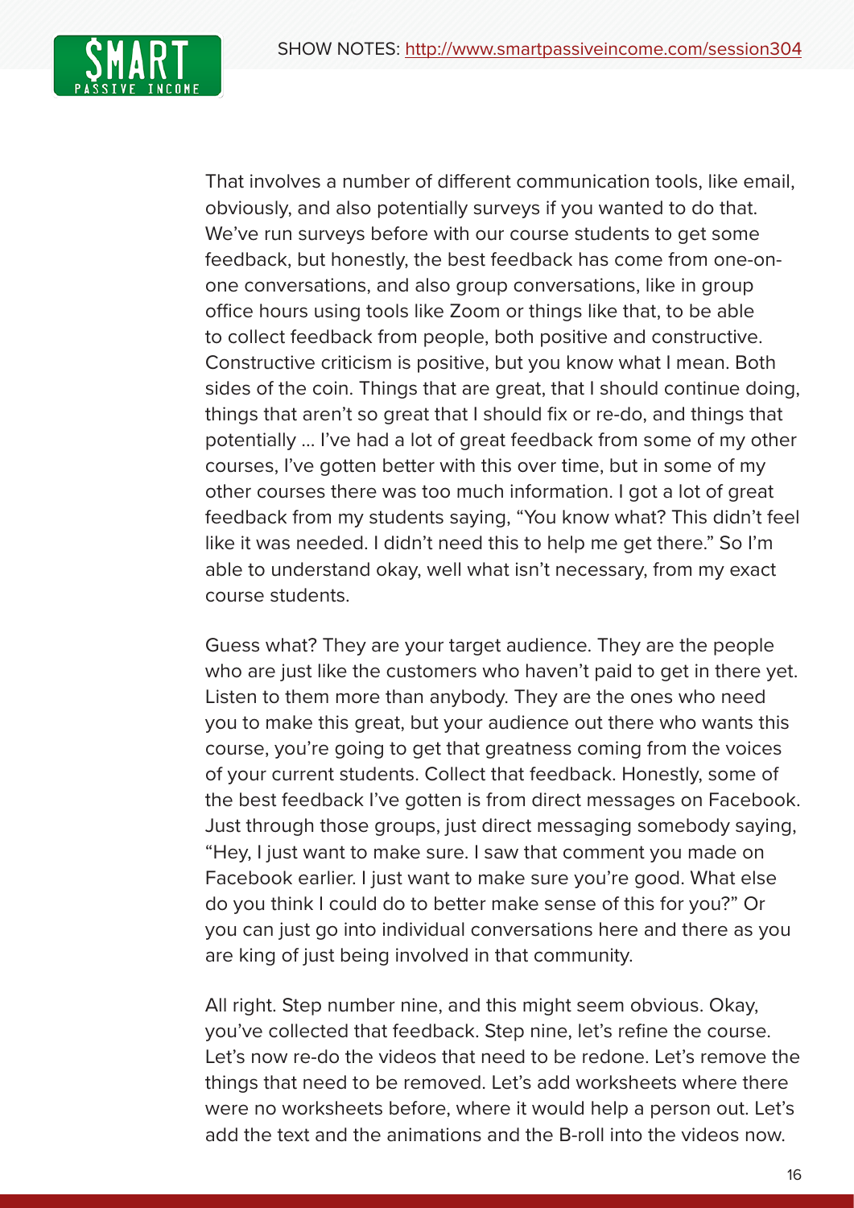That involves a number of different communication tools, like email, obviously, and also potentially surveys if you wanted to do that. We've run surveys before with our course students to get some feedback, but honestly, the best feedback has come from one-on-one conversations, and also group conversations, like in group office hours using tools like Zoom or things like that, to be able to collect feedback from people, both positive and constructive. Constructive criticism is positive, but you know what I mean. Both sides of the coin. Things that are great, that I should continue doing, things that aren't so great that I should fix or re-do, and things that potentially … I've had a lot of great feedback from some of my other courses, I've gotten better with this over time, but in some of my other courses there was too much information. I got a lot of great feedback from my students saying, "You know what? This didn't feel like it was needed. I didn't need this to help me get there." So I'm able to understand okay, well what isn't necessary, from my exact course students.

Guess what? They are your target audience. They are the people who are just like the customers who haven't paid to get in there yet. Listen to them more than anybody. They are the ones who need you to make this great, but your audience out there who wants this course, you're going to get that greatness coming from the voices of your current students. Collect that feedback. Honestly, some of the best feedback I've gotten is from direct messages on Facebook. Just through those groups, just direct messaging somebody saying, "Hey, I just want to make sure. I saw that comment you made on Facebook earlier. I just want to make sure you're good. What else do you think I could do to better make sense of this for you?" Or you can just go into individual conversations here and there as you are king of just being involved in that community.

All right. Step number nine, and this might seem obvious. Okay, you've collected that feedback. Step nine, let's refine the course. Let's now re-do the videos that need to be redone. Let's remove the things that need to be removed. Let's add worksheets where there were no worksheets before, where it would help a person out. Let's add the text and the animations and the B-roll into the videos now.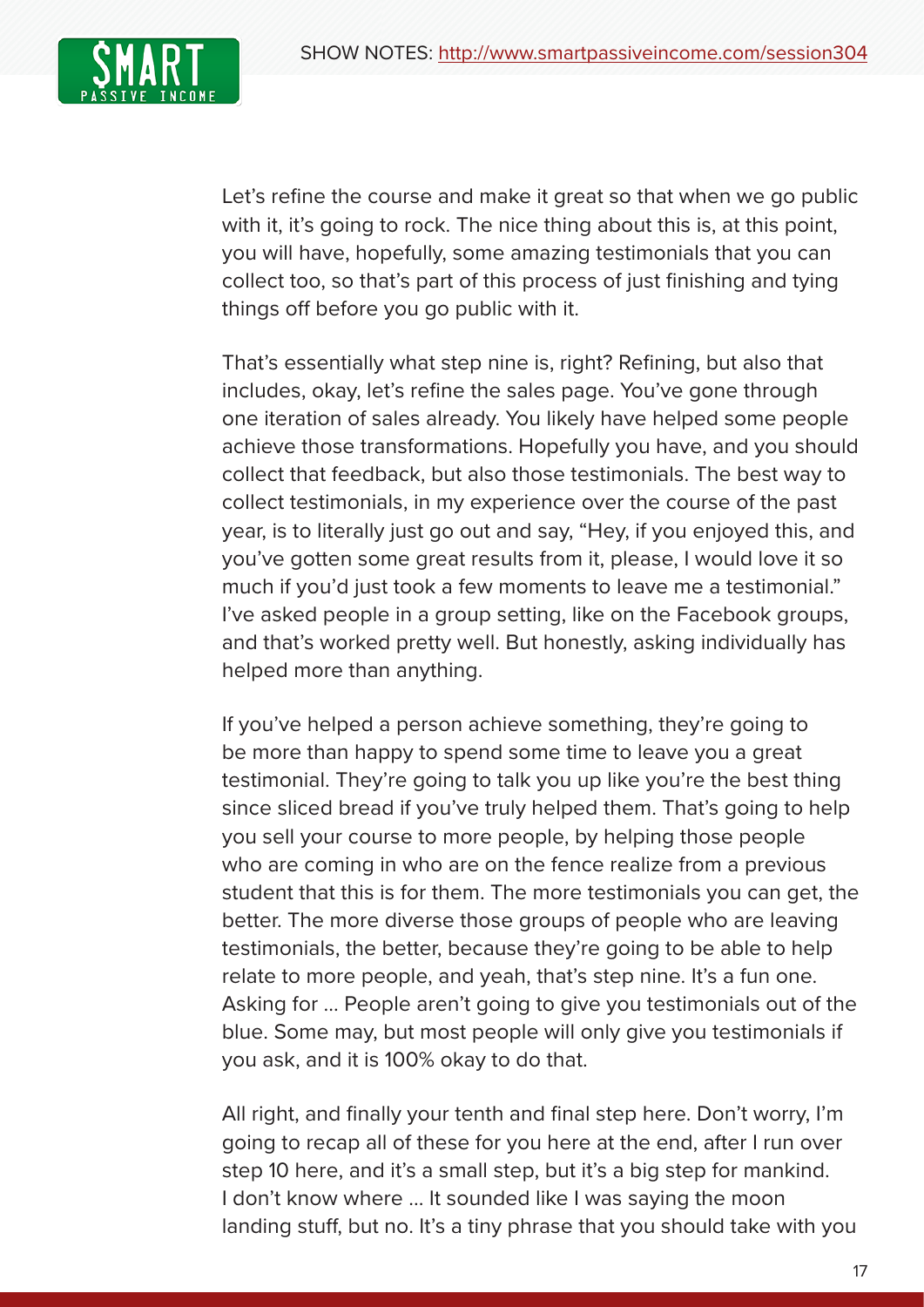Let's refine the course and make it great so that when we go public with it, it's going to rock. The nice thing about this is, at this point, you will have, hopefully, some amazing testimonials that you can collect too, so that's part of this process of just finishing and tying things off before you go public with it.

That's essentially what step nine is, right? Refining, but also that includes, okay, let's refine the sales page. You've gone through one iteration of sales already. You likely have helped some people achieve those transformations. Hopefully you have, and you should collect that feedback, but also those testimonials. The best way to collect testimonials, in my experience over the course of the past year, is to literally just go out and say, "Hey, if you enjoyed this, and you've gotten some great results from it, please, I would love it so much if you'd just took a few moments to leave me a testimonial." I've asked people in a group setting, like on the Facebook groups, and that's worked pretty well. But honestly, asking individually has helped more than anything.

If you've helped a person achieve something, they're going to be more than happy to spend some time to leave you a great testimonial. They're going to talk you up like you're the best thing since sliced bread if you've truly helped them. That's going to help you sell your course to more people, by helping those people who are coming in who are on the fence realize from a previous student that this is for them. The more testimonials you can get, the better. The more diverse those groups of people who are leaving testimonials, the better, because they're going to be able to help relate to more people, and yeah, that's step nine. It's a fun one. Asking for ... People aren't going to give you testimonials out of the blue. Some may, but most people will only give you testimonials if you ask, and it is 100% okay to do that.

All right, and finally your tenth and final step here. Don't worry, I'm going to recap all of these for you here at the end, after I run over step 10 here, and it's a small step, but it's a big step for mankind. I don't know where ... It sounded like I was saying the moon landing stuff, but no. It's a tiny phrase that you should take with you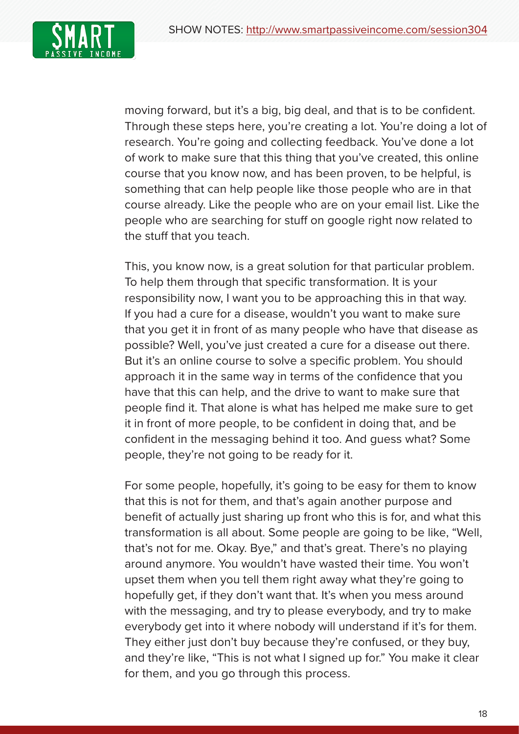moving forward, but it's a big, big deal, and that is to be confident. Through these steps here, you're creating a lot. You're doing a lot of research. You're going and collecting feedback. You've done a lot of work to make sure that this thing that you've created, this online course that you know now, and has been proven, to be helpful, is something that can help people like those people who are in that course already. Like the people who are on your email list. Like the people who are searching for stuff on google right now related to the stuff that you teach.

This, you know now, is a great solution for that particular problem. To help them through that specific transformation. It is your responsibility now, I want you to be approaching this in that way. If you had a cure for a disease, wouldn't you want to make sure that you get it in front of as many people who have that disease as possible? Well, you've just created a cure for a disease out there. But it's an online course to solve a specific problem. You should approach it in the same way in terms of the confidence that you have that this can help, and the drive to want to make sure that people find it. That alone is what has helped me make sure to get it in front of more people, to be confident in doing that, and be confident in the messaging behind it too. And guess what? Some people, they're not going to be ready for it.

For some people, hopefully, it's going to be easy for them to know that this is not for them, and that's again another purpose and benefit of actually just sharing up front who this is for, and what this transformation is all about. Some people are going to be like, "Well, that's not for me. Okay. Bye," and that's great. There's no playing around anymore. You wouldn't have wasted their time. You won't upset them when you tell them right away what they're going to hopefully get, if they don't want that. It's when you mess around with the messaging, and try to please everybody, and try to make everybody get into it where nobody will understand if it's for them. They either just don't buy because they're confused, or they buy, and they're like, "This is not what I signed up for." You make it clear for them, and you go through this process.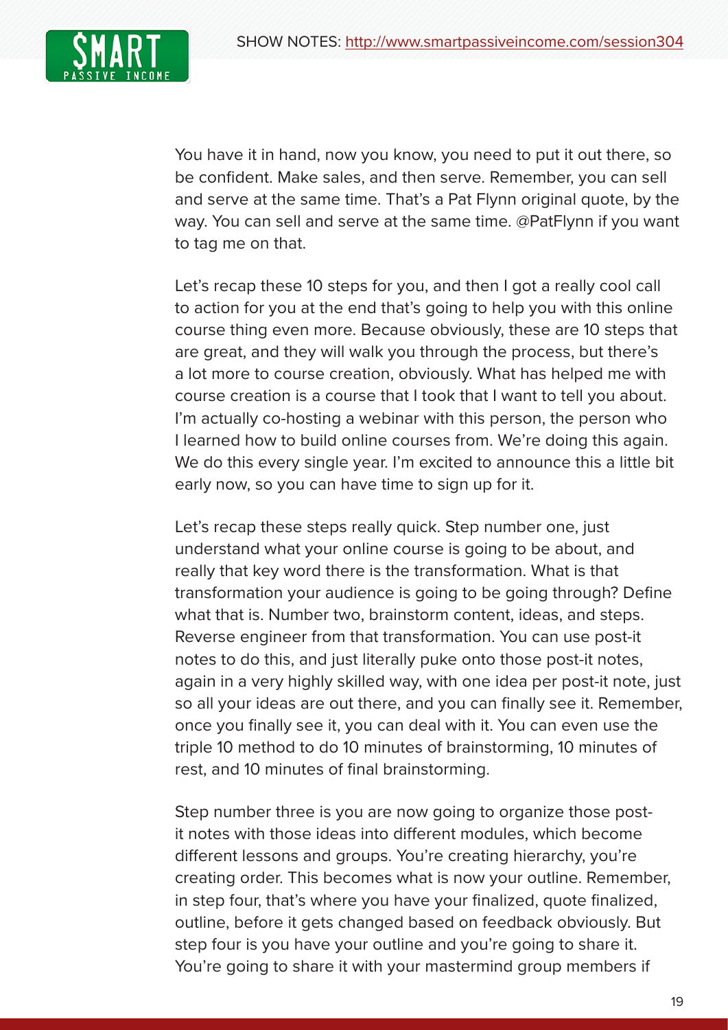You have it in hand, now you know, you need to put it out there, so be confident. Make sales, and then serve. Remember, you can sell and serve at the same time. That's a Pat Flynn original quote, by the way. You can sell and serve at the same time. @PatFlynn if you want to tag me on that.

Let's recap these 10 steps for you, and then I got a really cool call to action for you at the end that's going to help you with this online course thing even more. Because obviously, these are 10 steps that are great, and they will walk you through the process, but there's a lot more to course creation, obviously. What has helped me with course creation is a course that I took that I want to tell you about. I'm actually co-hosting a webinar with this person, the person who I learned how to build online courses from. We're doing this again. We do this every single year. I'm excited to announce this a little bit early now, so you can have time to sign up for it.

Let's recap these steps really quick. Step number one, just understand what your online course is going to be about, and really that key word there is the transformation. What is that transformation your audience is going to be going through? Define what that is. Number two, brainstorm content, ideas, and steps. Reverse engineer from that transformation. You can use post-it notes to do this, and just literally puke onto those post-it notes, again in a very highly skilled way, with one idea per post-it note, just so all your ideas are out there, and you can finally see it. Remember, once you finally see it, you can deal with it. You can even use the triple 10 method to do 10 minutes of brainstorming, 10 minutes of rest, and 10 minutes of final brainstorming.

Step number three is you are now going to organize those post-it notes with those ideas into different modules, which become different lessons and groups. You're creating hierarchy, you're creating order. This becomes what is now your outline. Remember, in step four, that's where you have your finalized, quote finalized, outline, before it gets changed based on feedback obviously. But step four is you have your outline and you're going to share it. You're going to share it with your mastermind group members if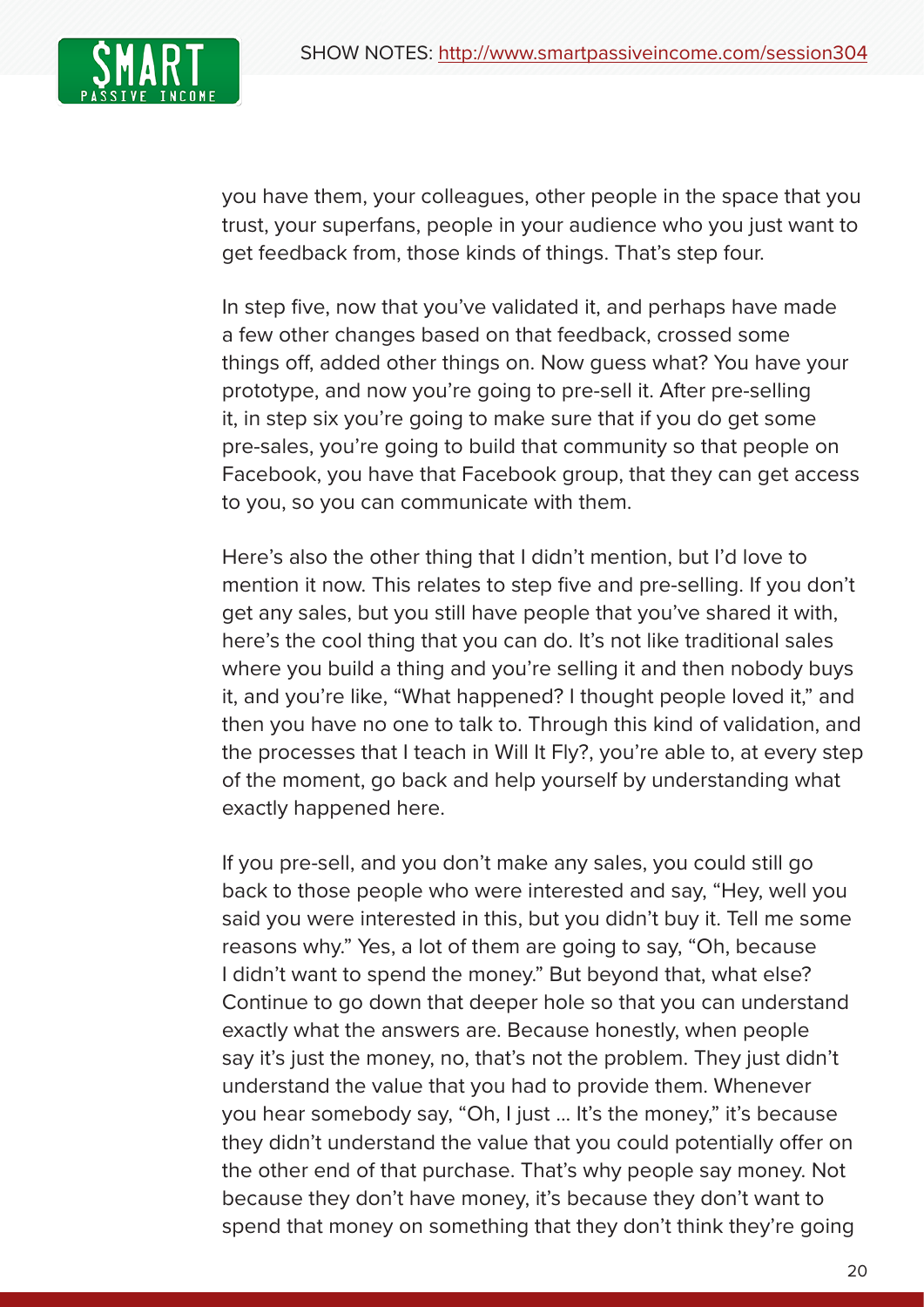you have them, your colleagues, other people in the space that you trust, your superfans, people in your audience who you just want to get feedback from, those kinds of things. That's step four.

In step five, now that you've validated it, and perhaps have made a few other changes based on that feedback, crossed some things off, added other things on. Now guess what? You have your prototype, and now you're going to pre-sell it. After pre-selling it, in step six you're going to make sure that if you do get some pre-sales, you're going to build that community so that people on Facebook, you have that Facebook group, that they can get access to you, so you can communicate with them.

Here's also the other thing that I didn't mention, but I'd love to mention it now. This relates to step five and pre-selling. If you don't get any sales, but you still have people that you've shared it with, here's the cool thing that you can do. It's not like traditional sales where you build a thing and you're selling it and then nobody buys it, and you're like, "What happened? I thought people loved it," and then you have no one to talk to. Through this kind of validation, and the processes that I teach in Will It Fly?, you're able to, at every step of the moment, go back and help yourself by understanding what exactly happened here.

If you pre-sell, and you don't make any sales, you could still go back to those people who were interested and say, "Hey, well you said you were interested in this, but you didn't buy it. Tell me some reasons why." Yes, a lot of them are going to say, "Oh, because I didn't want to spend the money." But beyond that, what else? Continue to go down that deeper hole so that you can understand exactly what the answers are. Because honestly, when people say it's just the money, no, that's not the problem. They just didn't understand the value that you had to provide them. Whenever you hear somebody say, "Oh, I just ... It's the money," it's because they didn't understand the value that you could potentially offer on the other end of that purchase. That's why people say money. Not because they don't have money, it's because they don't want to spend that money on something that they don't think they're going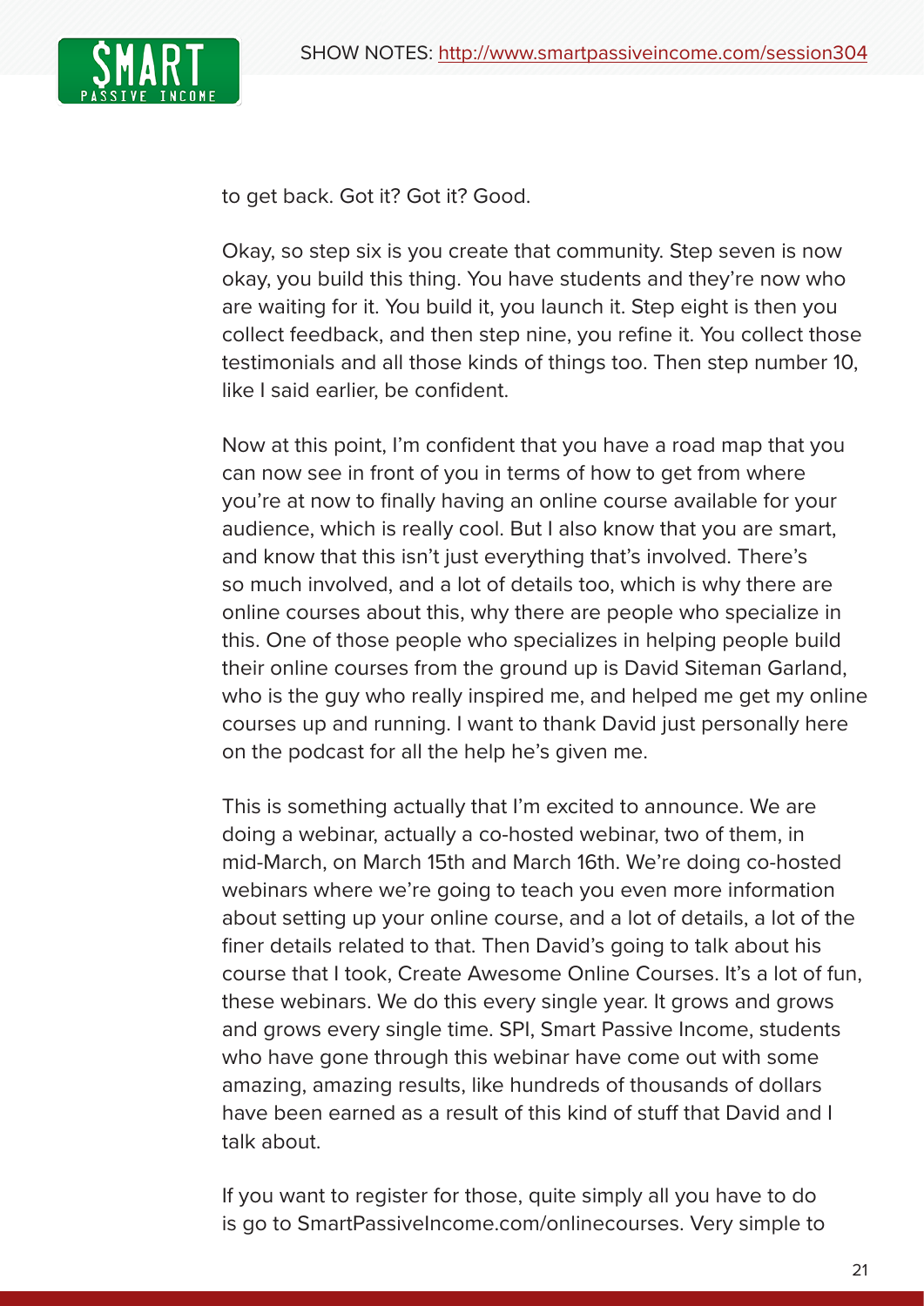to get back. Got it? Got it? Good.

Okay, so step six is you create that community. Step seven is now okay, you build this thing. You have students and they're now who are waiting for it. You build it, you launch it. Step eight is then you collect feedback, and then step nine, you refine it. You collect those testimonials and all those kinds of things too. Then step number 10, like I said earlier, be confident.

Now at this point, I'm confident that you have a road map that you can now see in front of you in terms of how to get from where you're at now to finally having an online course available for your audience, which is really cool. But I also know that you are smart, and know that this isn't just everything that's involved. There's so much involved, and a lot of details too, which is why there are online courses about this, why there are people who specialize in this. One of those people who specializes in helping people build their online courses from the ground up is David Siteman Garland, who is the guy who really inspired me, and helped me get my online courses up and running. I want to thank David just personally here on the podcast for all the help he's given me.

This is something actually that I'm excited to announce. We are doing a webinar, actually a co-hosted webinar, two of them, in mid-March, on March 15th and March 16th. We're doing co-hosted webinars where we're going to teach you even more information about setting up your online course, and a lot of details, a lot of the finer details related to that. Then David's going to talk about his course that I took, Create Awesome Online Courses. It's a lot of fun, these webinars. We do this every single year. It grows and grows and grows every single time. SPI, Smart Passive Income, students who have gone through this webinar have come out with some amazing, amazing results, like hundreds of thousands of dollars have been earned as a result of this kind of stuff that David and I talk about.

If you want to register for those, quite simply all you have to do is go to SmartPassiveIncome.com/onlinecourses. Very simple to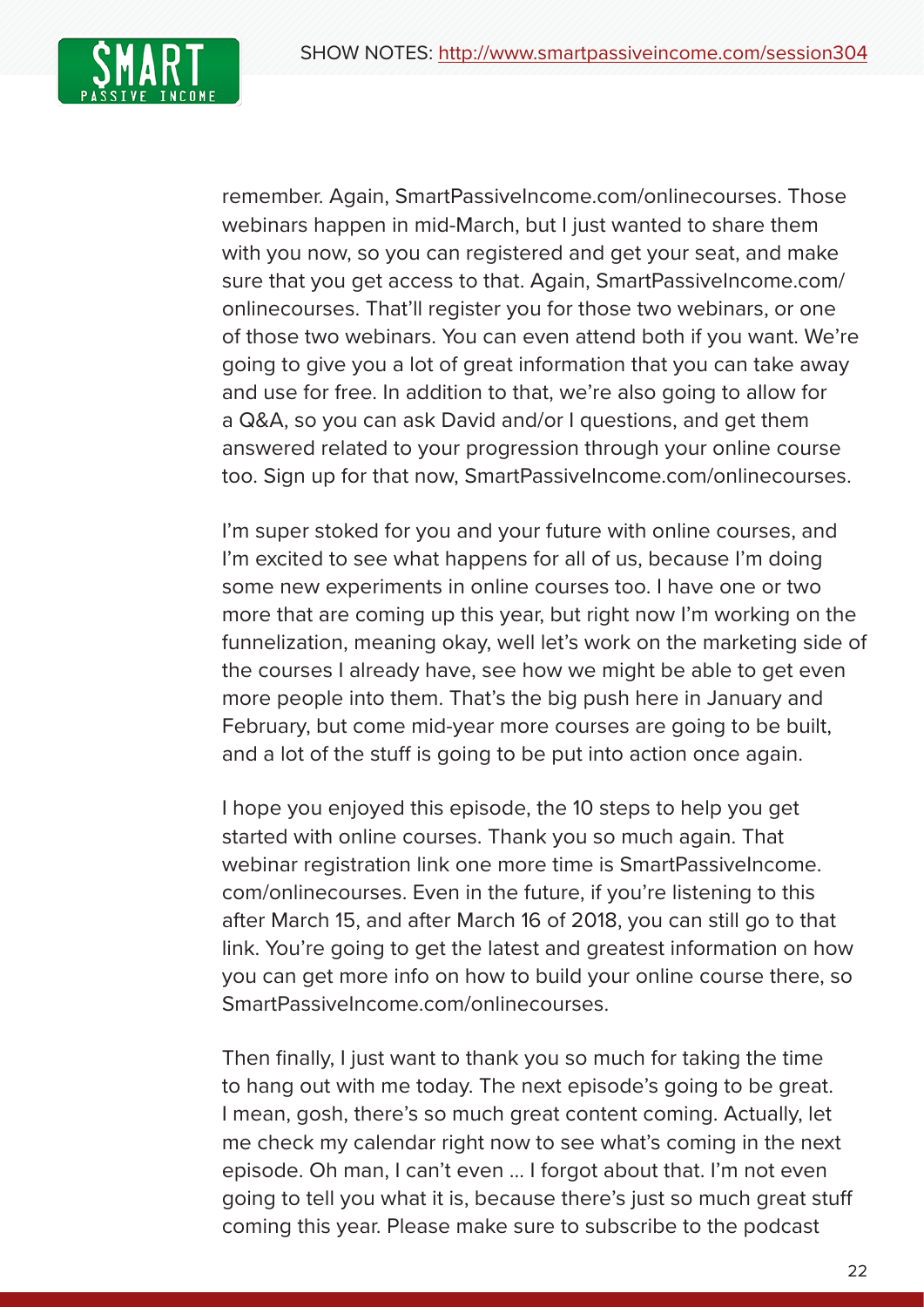remember. Again, SmartPassiveIncome.com/onlinecourses. Those webinars happen in mid-March, but I just wanted to share them with you now, so you can registered and get your seat, and make sure that you get access to that. Again, SmartPassiveIncome.com/onlinecourses. That'll register you for those two webinars, or one of those two webinars. You can even attend both if you want. We're going to give you a lot of great information that you can take away and use for free. In addition to that, we're also going to allow for a Q&A, so you can ask David and/or I questions, and get them answered related to your progression through your online course too. Sign up for that now, SmartPassiveIncome.com/onlinecourses.

I'm super stoked for you and your future with online courses, and I'm excited to see what happens for all of us, because I'm doing some new experiments in online courses too. I have one or two more that are coming up this year, but right now I'm working on the funnelization, meaning okay, well let's work on the marketing side of the courses I already have, see how we might be able to get even more people into them. That's the big push here in January and February, but come mid-year more courses are going to be built, and a lot of the stuff is going to be put into action once again.

I hope you enjoyed this episode, the 10 steps to help you get started with online courses. Thank you so much again. That webinar registration link one more time is SmartPassiveIncome.com/onlinecourses. Even in the future, if you're listening to this after March 15, and after March 16 of 2018, you can still go to that link. You're going to get the latest and greatest information on how you can get more info on how to build your online course there, so SmartPassiveIncome.com/onlinecourses.

Then finally, I just want to thank you so much for taking the time to hang out with me today. The next episode's going to be great. I mean, gosh, there's so much great content coming. Actually, let me check my calendar right now to see what's coming in the next episode. Oh man, I can't even ... I forgot about that. I'm not even going to tell you what it is, because there's just so much great stuff coming this year. Please make sure to subscribe to the podcast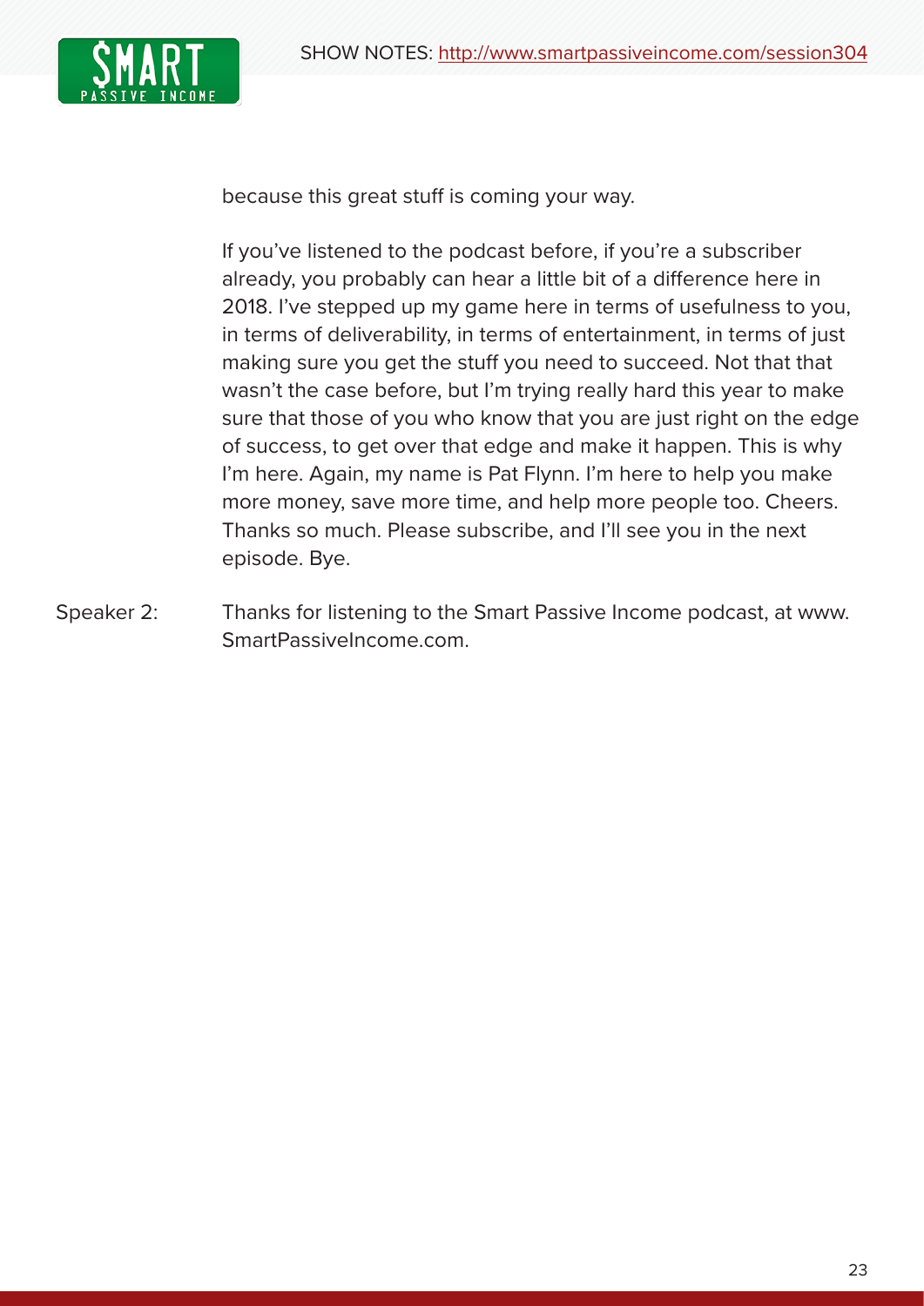because this great stuff is coming your way.

If you've listened to the podcast before, if you're a subscriber already, you probably can hear a little bit of a difference here in 2018. I've stepped up my game here in terms of usefulness to you, in terms of deliverability, in terms of entertainment, in terms of just making sure you get the stuff you need to succeed. Not that that wasn't the case before, but I'm trying really hard this year to make sure that those of you who know that you are just right on the edge of success, to get over that edge and make it happen. This is why I'm here. Again, my name is Pat Flynn. I'm here to help you make more money, save more time, and help more people too. Cheers. Thanks so much. Please subscribe, and I'll see you in the next episode. Bye.

Speaker 2: Thanks for listening to the Smart Passive Income podcast, at www.SmartPassiveIncome.com.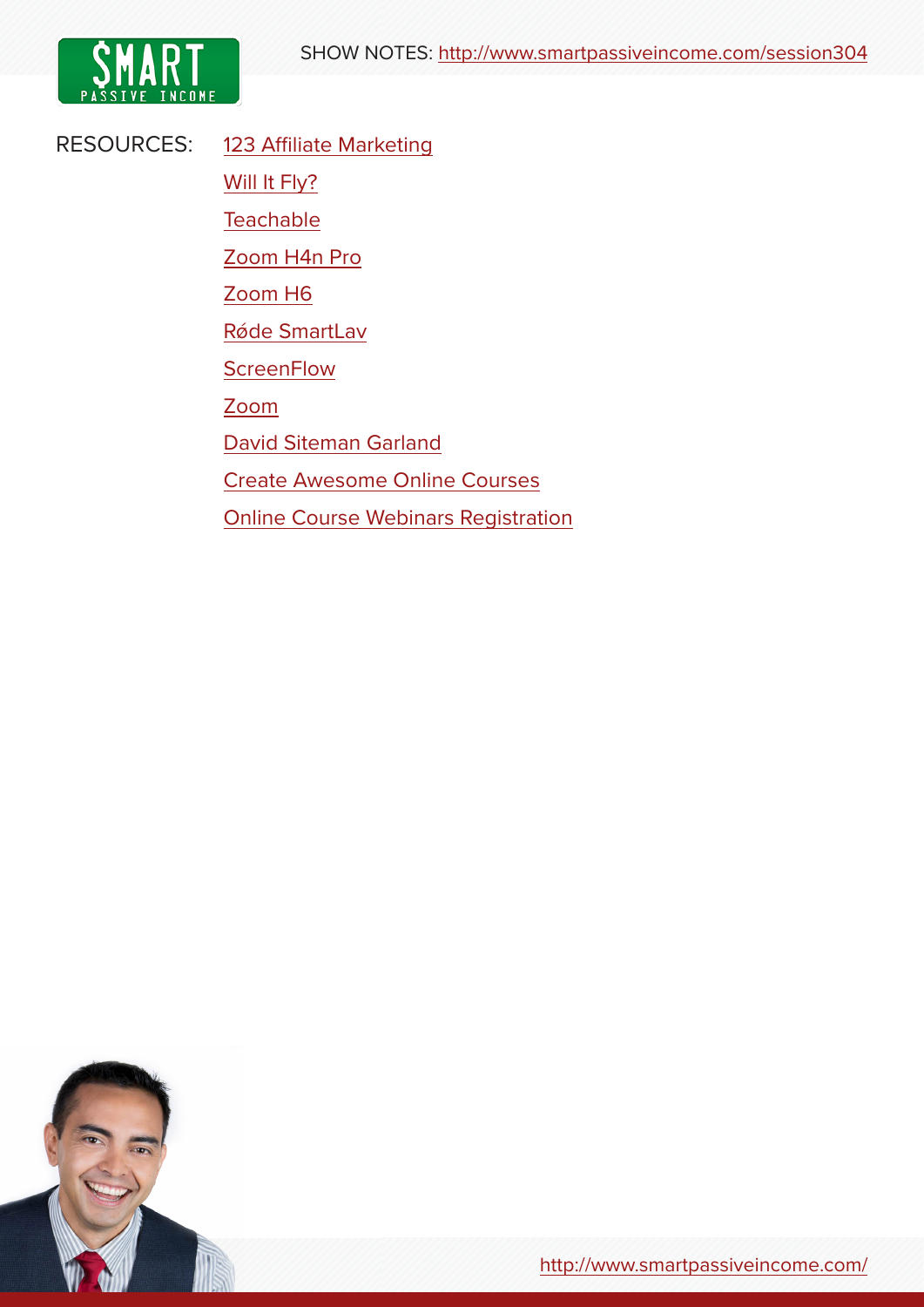SHOW NOTES: http://www.smartpassiveincome.com/session304

RESOURCES:

- 123 Affiliate Marketing
- Will It Fly?
- Teachable
- Zoom H4n Pro
- Zoom H6
- Rǿde SmartLav
- ScreenFlow
- Zoom
- David Siteman Garland
- Create Awesome Online Courses
- Online Course Webinars Registration